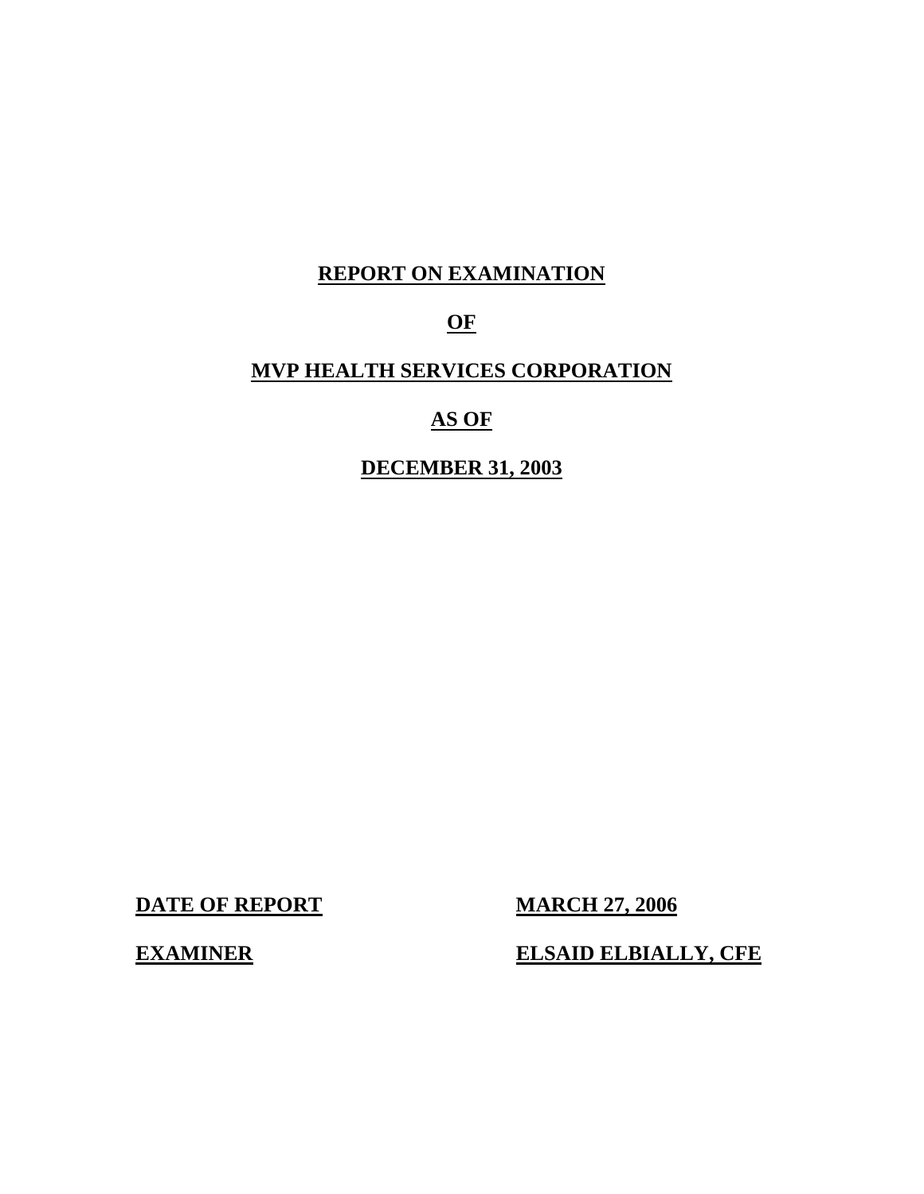# REPORT ON EXAMINATION

# OF

# MVP HEALTH SERVICES CORPORATION

# AS OF

# DECEMBER 31, 2003

| **DATE OF REPORT** | **MARCH 27, 2006** |
| --- | --- |
| **EXAMINER** | **ELSAID ELBIALLY, CFE** |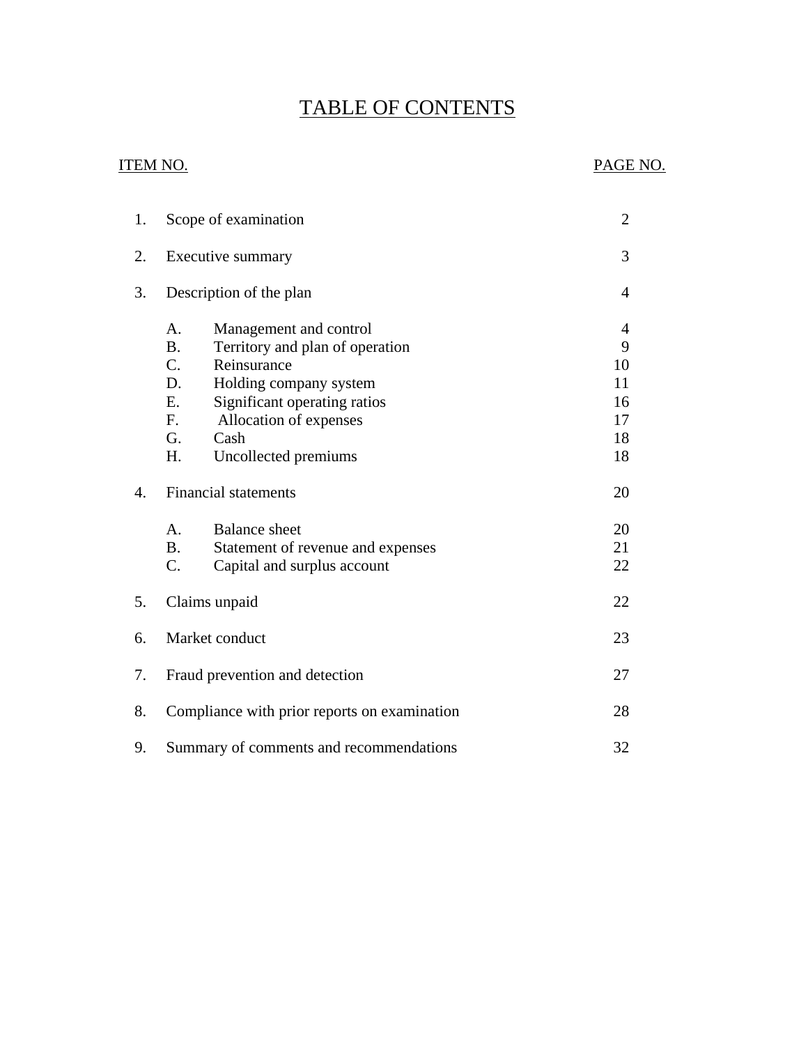# TABLE OF CONTENTS

| ITEM NO. | | | PAGE NO. |
|---|---|---|---|
| 1. | Scope of examination | | 2 |
| 2. | Executive summary | | 3 |
| 3. | Description of the plan | | 4 |
| | A. | Management and control | 4 |
| | B. | Territory and plan of operation | 9 |
| | C. | Reinsurance | 10 |
| | D. | Holding company system | 11 |
| | E. | Significant operating ratios | 16 |
| | F. | Allocation of expenses | 17 |
| | G. | Cash | 18 |
| | H. | Uncollected premiums | 18 |
| 4. | Financial statements | | 20 |
| | A. | Balance sheet | 20 |
| | B. | Statement of revenue and expenses | 21 |
| | C. | Capital and surplus account | 22 |
| 5. | Claims unpaid | | 22 |
| 6. | Market conduct | | 23 |
| 7. | Fraud prevention and detection | | 27 |
| 8. | Compliance with prior reports on examination | | 28 |
| 9. | Summary of comments and recommendations | | 32 |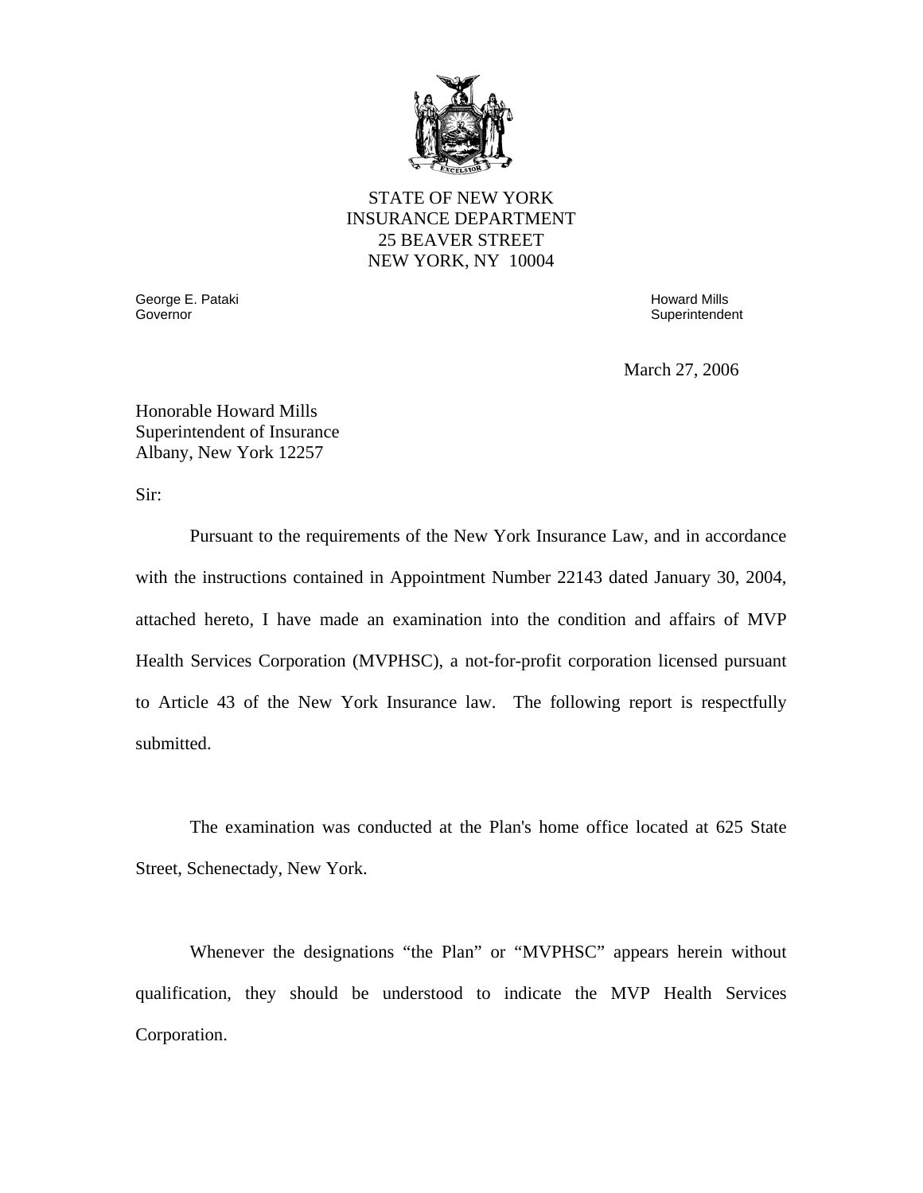STATE OF NEW YORK
INSURANCE DEPARTMENT
25 BEAVER STREET
NEW YORK, NY 10004

George E. Pataki
Governor

Howard Mills
Superintendent

March 27, 2006

Honorable Howard Mills
Superintendent of Insurance
Albany, New York 12257

Sir:

Pursuant to the requirements of the New York Insurance Law, and in accordance with the instructions contained in Appointment Number 22143 dated January 30, 2004, attached hereto, I have made an examination into the condition and affairs of MVP Health Services Corporation (MVPHSC), a not-for-profit corporation licensed pursuant to Article 43 of the New York Insurance law. The following report is respectfully submitted.

The examination was conducted at the Plan's home office located at 625 State Street, Schenectady, New York.

Whenever the designations "the Plan" or "MVPHSC" appears herein without qualification, they should be understood to indicate the MVP Health Services Corporation.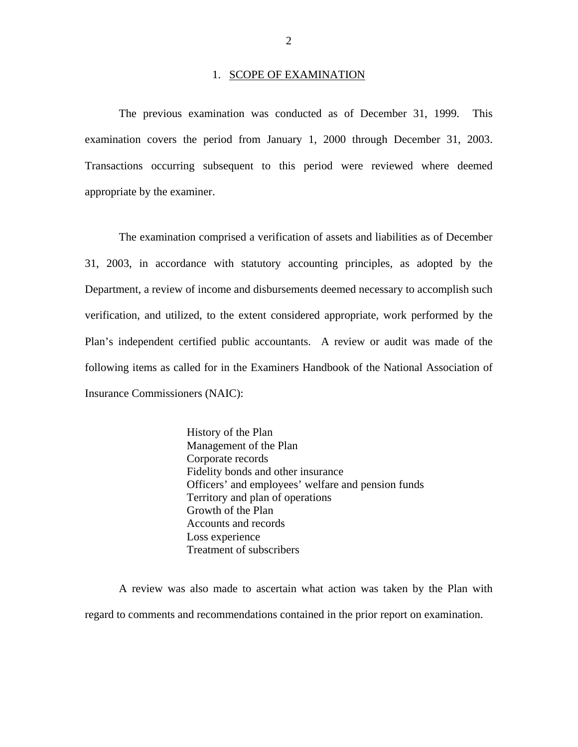## 1. SCOPE OF EXAMINATION

The previous examination was conducted as of December 31, 1999. This examination covers the period from January 1, 2000 through December 31, 2003. Transactions occurring subsequent to this period were reviewed where deemed appropriate by the examiner.

The examination comprised a verification of assets and liabilities as of December 31, 2003, in accordance with statutory accounting principles, as adopted by the Department, a review of income and disbursements deemed necessary to accomplish such verification, and utilized, to the extent considered appropriate, work performed by the Plan's independent certified public accountants. A review or audit was made of the following items as called for in the Examiners Handbook of the National Association of Insurance Commissioners (NAIC):

- History of the Plan
- Management of the Plan
- Corporate records
- Fidelity bonds and other insurance
- Officers' and employees' welfare and pension funds
- Territory and plan of operations
- Growth of the Plan
- Accounts and records
- Loss experience
- Treatment of subscribers

A review was also made to ascertain what action was taken by the Plan with regard to comments and recommendations contained in the prior report on examination.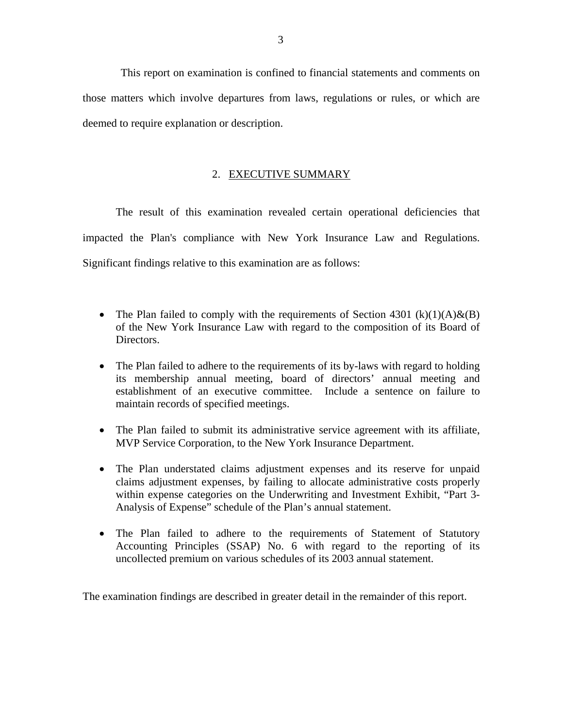This report on examination is confined to financial statements and comments on those matters which involve departures from laws, regulations or rules, or which are deemed to require explanation or description.

## 2. EXECUTIVE SUMMARY

The result of this examination revealed certain operational deficiencies that impacted the Plan's compliance with New York Insurance Law and Regulations. Significant findings relative to this examination are as follows:

- The Plan failed to comply with the requirements of Section 4301 (k)(1)(A)&(B) of the New York Insurance Law with regard to the composition of its Board of Directors.
- The Plan failed to adhere to the requirements of its by-laws with regard to holding its membership annual meeting, board of directors' annual meeting and establishment of an executive committee. Include a sentence on failure to maintain records of specified meetings.
- The Plan failed to submit its administrative service agreement with its affiliate, MVP Service Corporation, to the New York Insurance Department.
- The Plan understated claims adjustment expenses and its reserve for unpaid claims adjustment expenses, by failing to allocate administrative costs properly within expense categories on the Underwriting and Investment Exhibit, "Part 3-Analysis of Expense" schedule of the Plan's annual statement.
- The Plan failed to adhere to the requirements of Statement of Statutory Accounting Principles (SSAP) No. 6 with regard to the reporting of its uncollected premium on various schedules of its 2003 annual statement.

The examination findings are described in greater detail in the remainder of this report.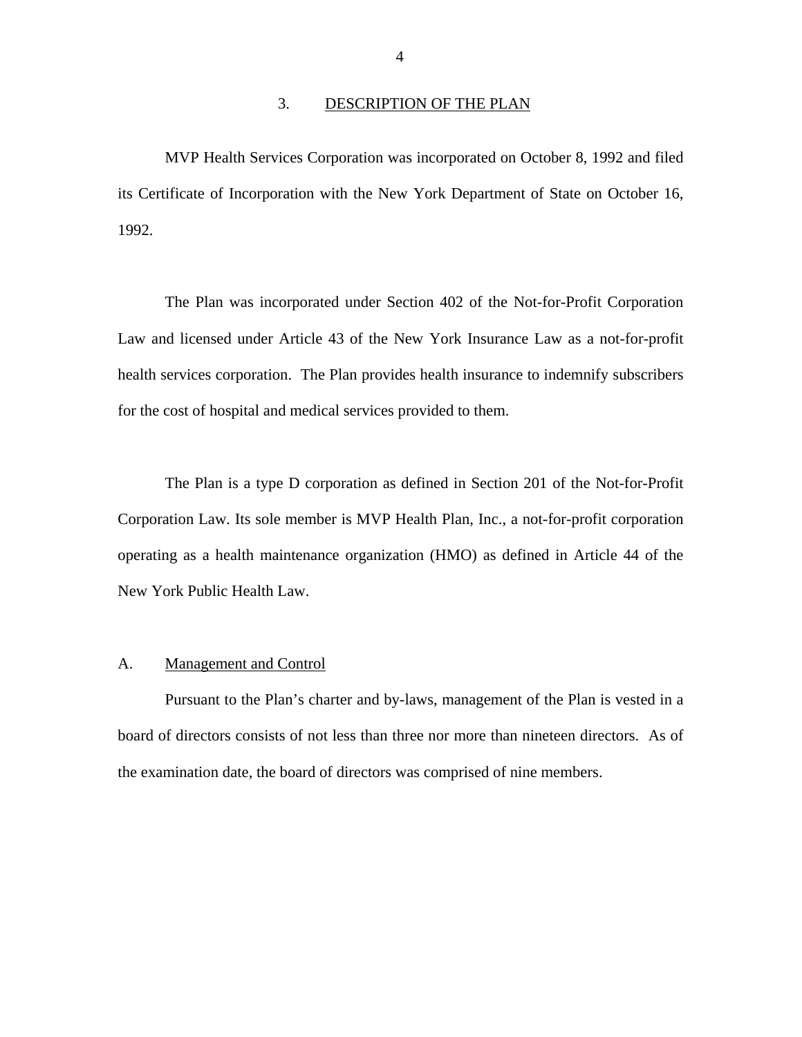## 3. DESCRIPTION OF THE PLAN

MVP Health Services Corporation was incorporated on October 8, 1992 and filed its Certificate of Incorporation with the New York Department of State on October 16, 1992.

The Plan was incorporated under Section 402 of the Not-for-Profit Corporation Law and licensed under Article 43 of the New York Insurance Law as a not-for-profit health services corporation. The Plan provides health insurance to indemnify subscribers for the cost of hospital and medical services provided to them.

The Plan is a type D corporation as defined in Section 201 of the Not-for-Profit Corporation Law. Its sole member is MVP Health Plan, Inc., a not-for-profit corporation operating as a health maintenance organization (HMO) as defined in Article 44 of the New York Public Health Law.

### A. Management and Control

Pursuant to the Plan's charter and by-laws, management of the Plan is vested in a board of directors consists of not less than three nor more than nineteen directors. As of the examination date, the board of directors was comprised of nine members.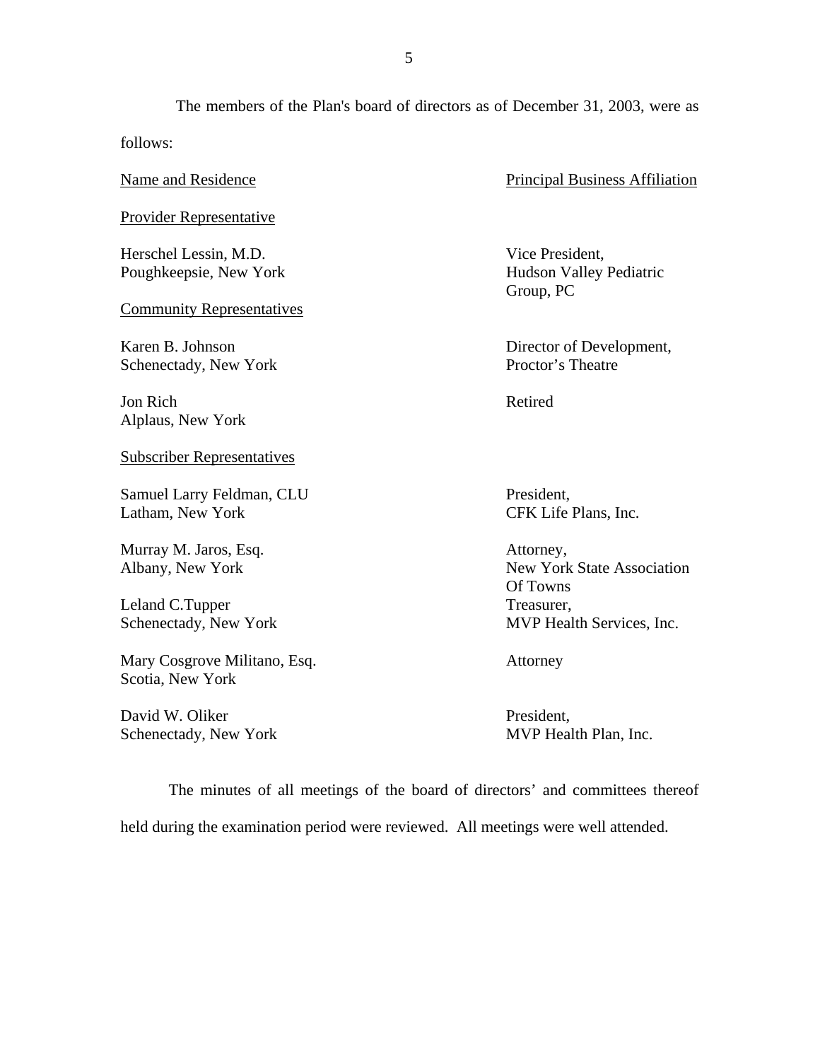The members of the Plan's board of directors as of December 31, 2003, were as follows:

| Name and Residence | Principal Business Affiliation |
| --- | --- |
| Provider Representative | |
| Herschel Lessin, M.D.<br>Poughkeepsie, New York | Vice President,<br>Hudson Valley Pediatric Group, PC |
| Community Representatives | |
| Karen B. Johnson<br>Schenectady, New York | Director of Development,<br>Proctor's Theatre |
| Jon Rich<br>Alplaus, New York | Retired |
| Subscriber Representatives | |
| Samuel Larry Feldman, CLU<br>Latham, New York | President,<br>CFK Life Plans, Inc. |
| Murray M. Jaros, Esq.<br>Albany, New York | Attorney,<br>New York State Association Of Towns |
| Leland C.Tupper<br>Schenectady, New York | Treasurer,<br>MVP Health Services, Inc. |
| Mary Cosgrove Militano, Esq.<br>Scotia, New York | Attorney |
| David W. Oliker<br>Schenectady, New York | President,<br>MVP Health Plan, Inc. |

The minutes of all meetings of the board of directors' and committees thereof held during the examination period were reviewed. All meetings were well attended.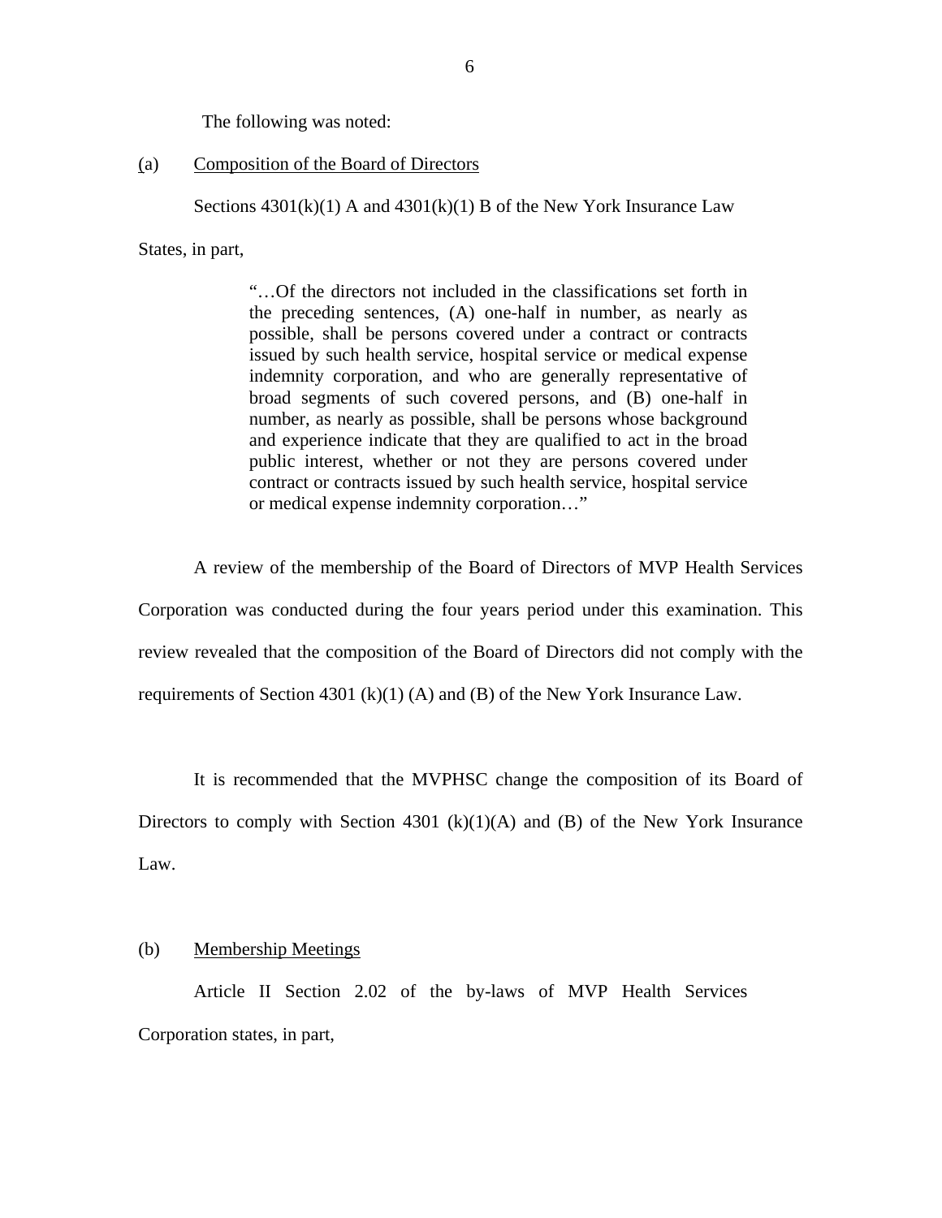The following was noted:

(a) Composition of the Board of Directors

Sections 4301(k)(1) A and 4301(k)(1) B of the New York Insurance Law

States, in part,

> "…Of the directors not included in the classifications set forth in the preceding sentences, (A) one-half in number, as nearly as possible, shall be persons covered under a contract or contracts issued by such health service, hospital service or medical expense indemnity corporation, and who are generally representative of broad segments of such covered persons, and (B) one-half in number, as nearly as possible, shall be persons whose background and experience indicate that they are qualified to act in the broad public interest, whether or not they are persons covered under contract or contracts issued by such health service, hospital service or medical expense indemnity corporation…"

A review of the membership of the Board of Directors of MVP Health Services Corporation was conducted during the four years period under this examination. This review revealed that the composition of the Board of Directors did not comply with the requirements of Section 4301 (k)(1) (A) and (B) of the New York Insurance Law.

It is recommended that the MVPHSC change the composition of its Board of Directors to comply with Section 4301 (k)(1)(A) and (B) of the New York Insurance Law.

(b) Membership Meetings

Article II Section 2.02 of the by-laws of MVP Health Services Corporation states, in part,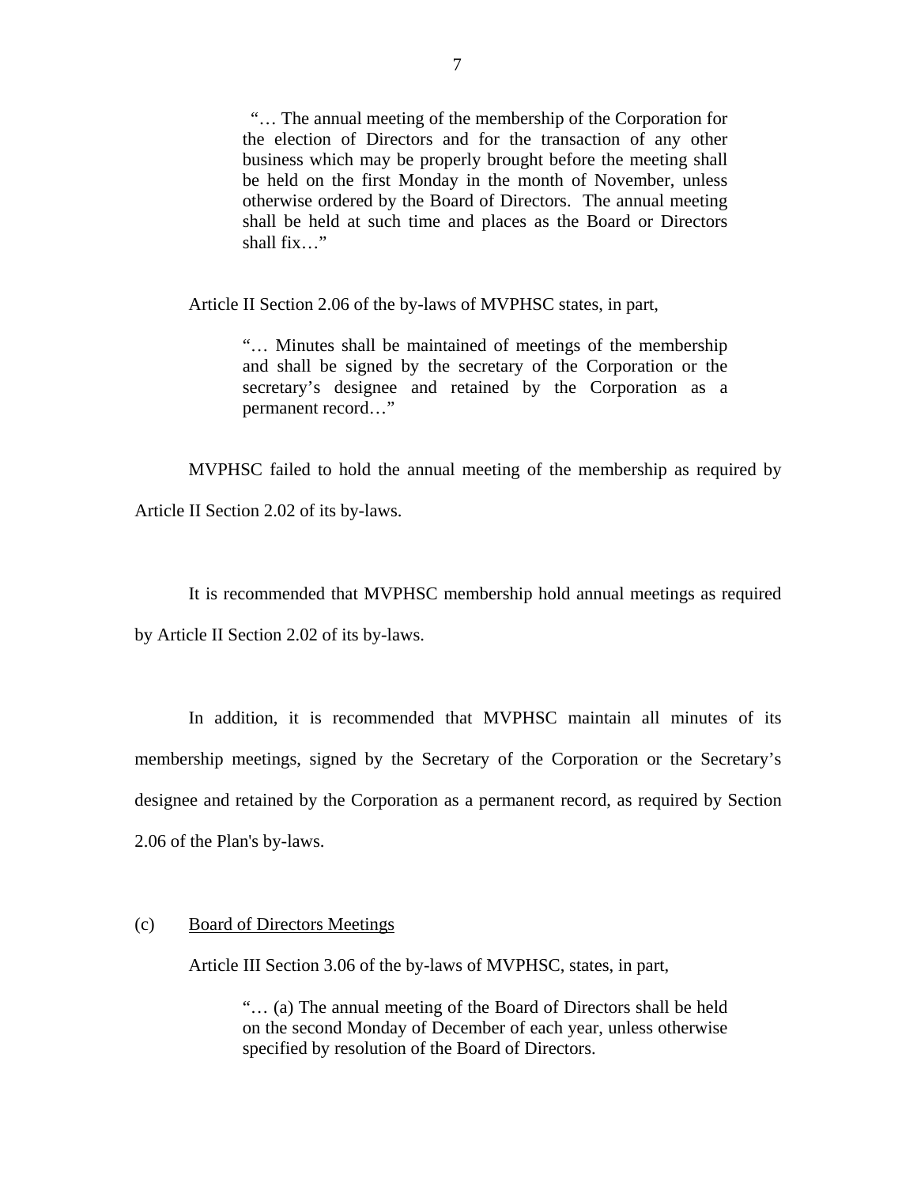> "… The annual meeting of the membership of the Corporation for the election of Directors and for the transaction of any other business which may be properly brought before the meeting shall be held on the first Monday in the month of November, unless otherwise ordered by the Board of Directors. The annual meeting shall be held at such time and places as the Board or Directors shall fix…"

Article II Section 2.06 of the by-laws of MVPHSC states, in part,

> "… Minutes shall be maintained of meetings of the membership and shall be signed by the secretary of the Corporation or the secretary's designee and retained by the Corporation as a permanent record…"

MVPHSC failed to hold the annual meeting of the membership as required by Article II Section 2.02 of its by-laws.

It is recommended that MVPHSC membership hold annual meetings as required by Article II Section 2.02 of its by-laws.

In addition, it is recommended that MVPHSC maintain all minutes of its membership meetings, signed by the Secretary of the Corporation or the Secretary's designee and retained by the Corporation as a permanent record, as required by Section 2.06 of the Plan's by-laws.

(c) Board of Directors Meetings

Article III Section 3.06 of the by-laws of MVPHSC, states, in part,

> "… (a) The annual meeting of the Board of Directors shall be held on the second Monday of December of each year, unless otherwise specified by resolution of the Board of Directors.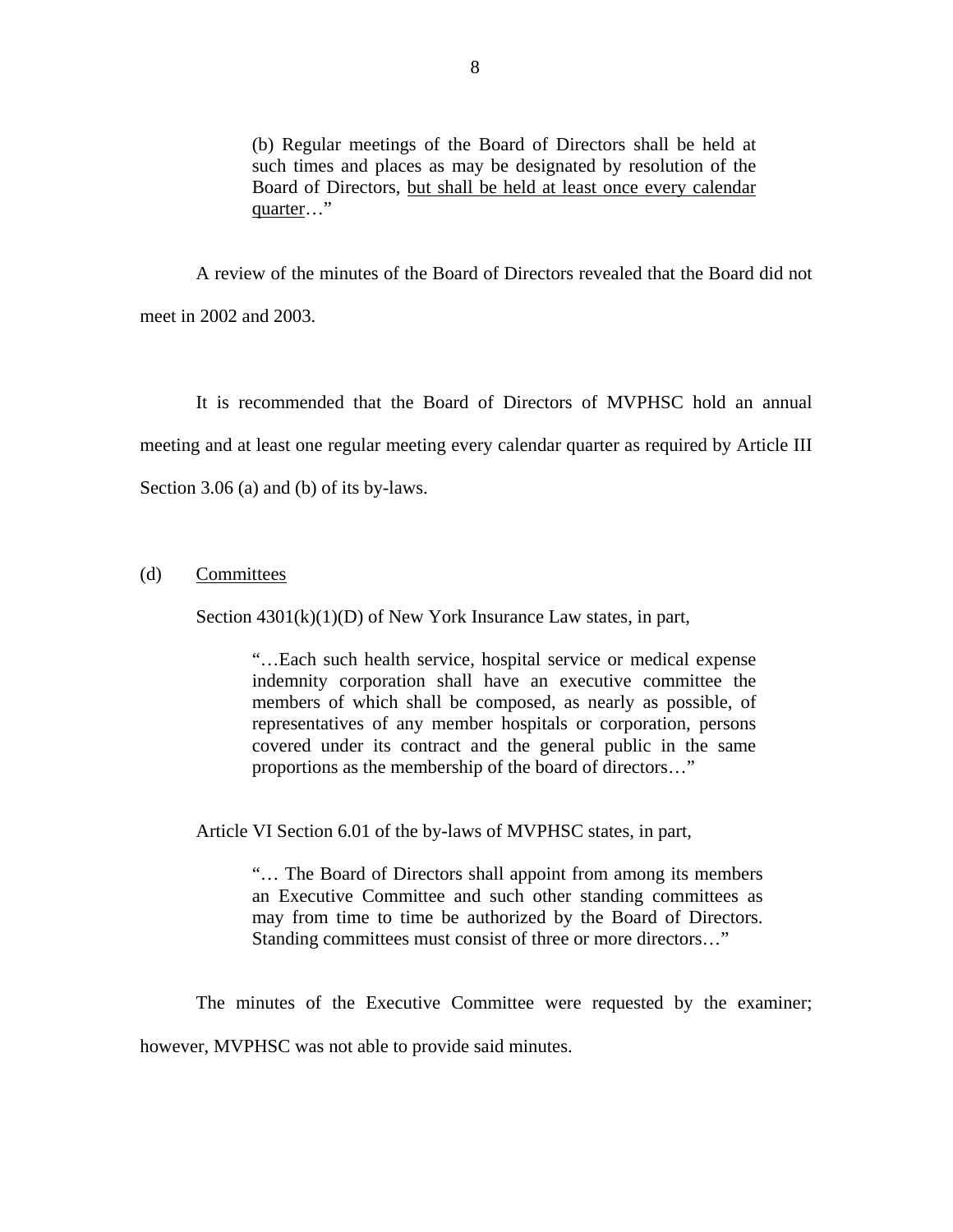> (b) Regular meetings of the Board of Directors shall be held at such times and places as may be designated by resolution of the Board of Directors, <u>but shall be held at least once every calendar quarter</u>…"

A review of the minutes of the Board of Directors revealed that the Board did not meet in 2002 and 2003.

It is recommended that the Board of Directors of MVPHSC hold an annual meeting and at least one regular meeting every calendar quarter as required by Article III Section 3.06 (a) and (b) of its by-laws.

(d) <u>Committees</u>

Section 4301(k)(1)(D) of New York Insurance Law states, in part,

> "…Each such health service, hospital service or medical expense indemnity corporation shall have an executive committee the members of which shall be composed, as nearly as possible, of representatives of any member hospitals or corporation, persons covered under its contract and the general public in the same proportions as the membership of the board of directors…"

Article VI Section 6.01 of the by-laws of MVPHSC states, in part,

> "… The Board of Directors shall appoint from among its members an Executive Committee and such other standing committees as may from time to time be authorized by the Board of Directors. Standing committees must consist of three or more directors…"

The minutes of the Executive Committee were requested by the examiner; however, MVPHSC was not able to provide said minutes.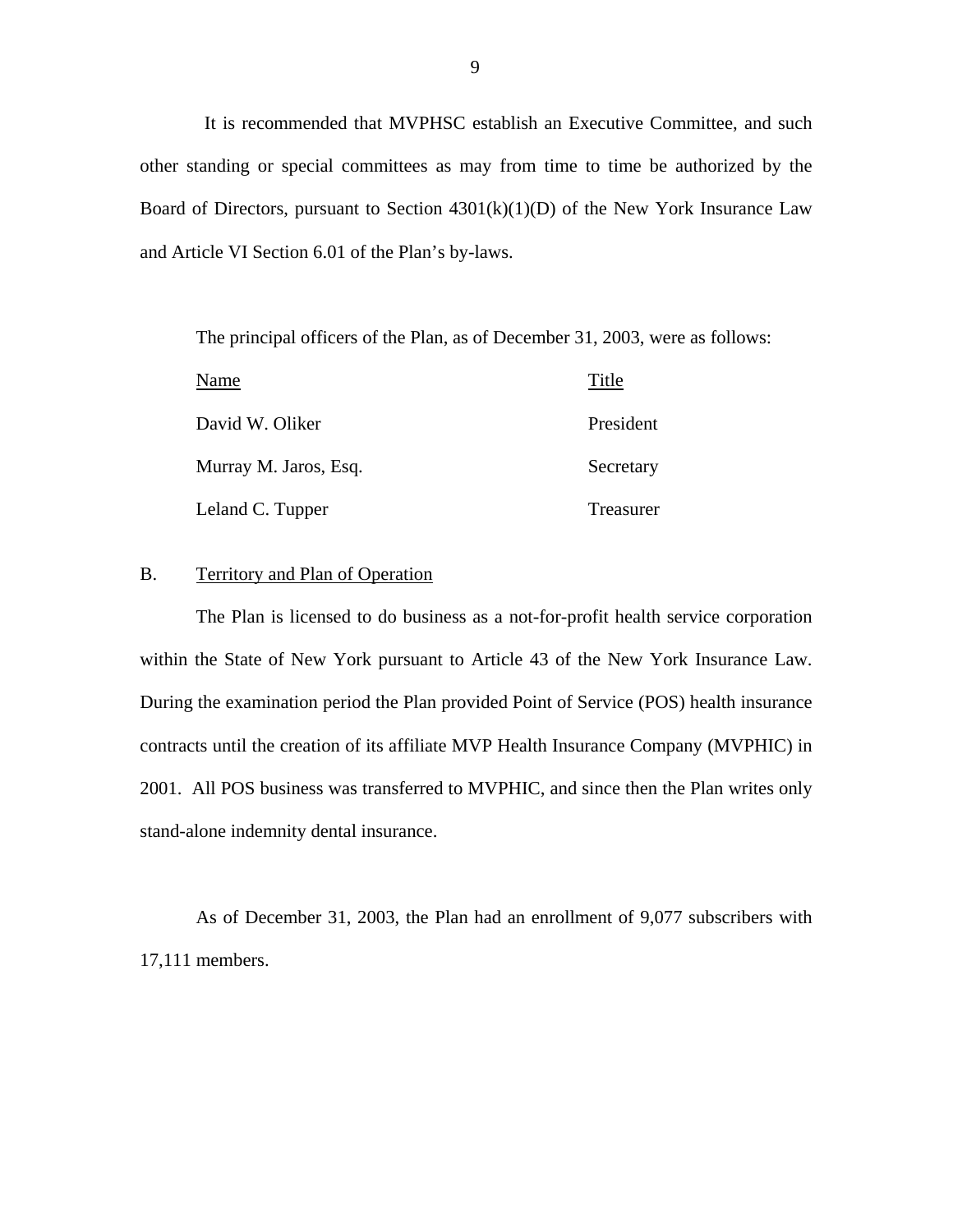It is recommended that MVPHSC establish an Executive Committee, and such other standing or special committees as may from time to time be authorized by the Board of Directors, pursuant to Section 4301(k)(1)(D) of the New York Insurance Law and Article VI Section 6.01 of the Plan's by-laws.

The principal officers of the Plan, as of December 31, 2003, were as follows:

| Name | Title |
|---|---|
| David W. Oliker | President |
| Murray M. Jaros, Esq. | Secretary |
| Leland C. Tupper | Treasurer |

B. Territory and Plan of Operation

The Plan is licensed to do business as a not-for-profit health service corporation within the State of New York pursuant to Article 43 of the New York Insurance Law. During the examination period the Plan provided Point of Service (POS) health insurance contracts until the creation of its affiliate MVP Health Insurance Company (MVPHIC) in 2001. All POS business was transferred to MVPHIC, and since then the Plan writes only stand-alone indemnity dental insurance.

As of December 31, 2003, the Plan had an enrollment of 9,077 subscribers with 17,111 members.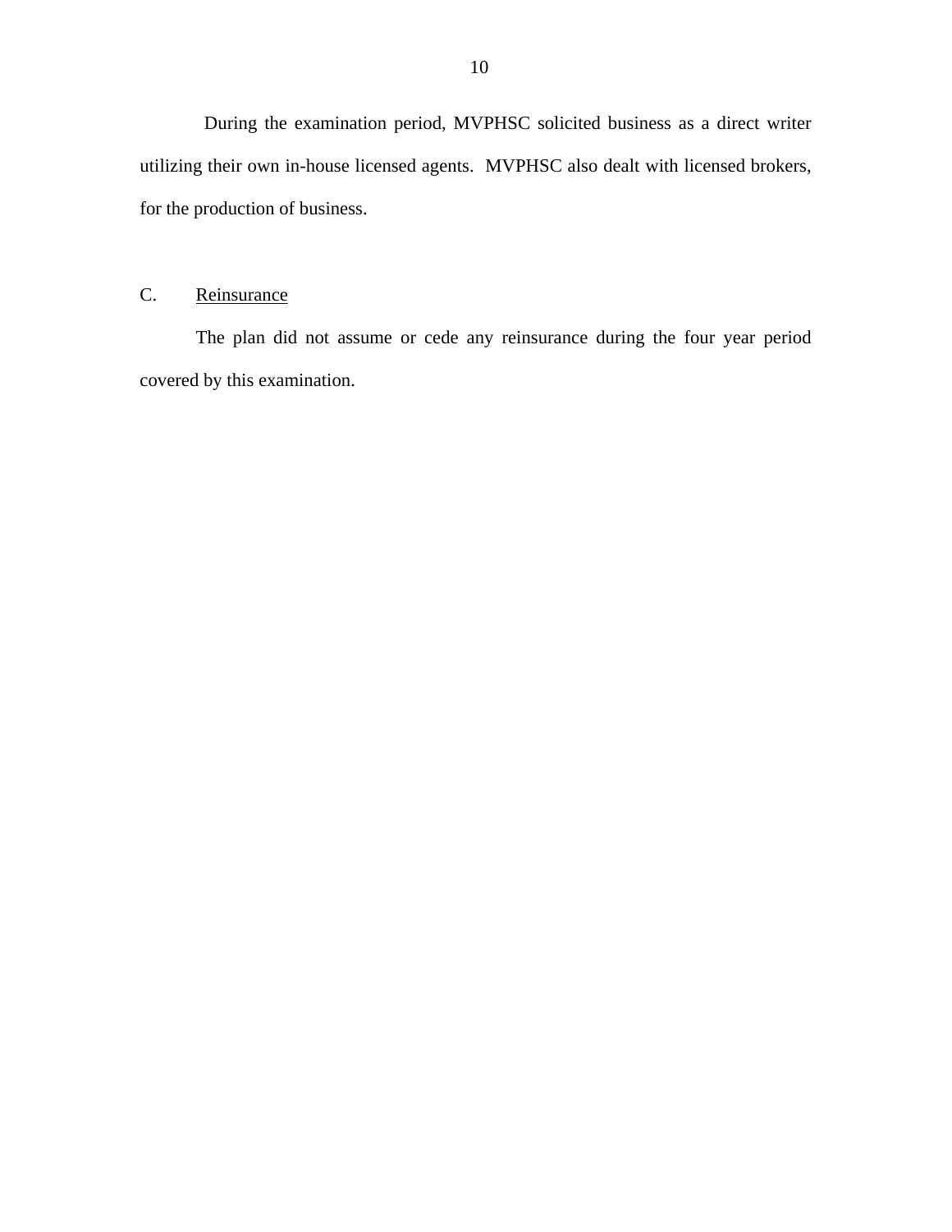During the examination period, MVPHSC solicited business as a direct writer utilizing their own in-house licensed agents. MVPHSC also dealt with licensed brokers, for the production of business.

## C. Reinsurance

The plan did not assume or cede any reinsurance during the four year period covered by this examination.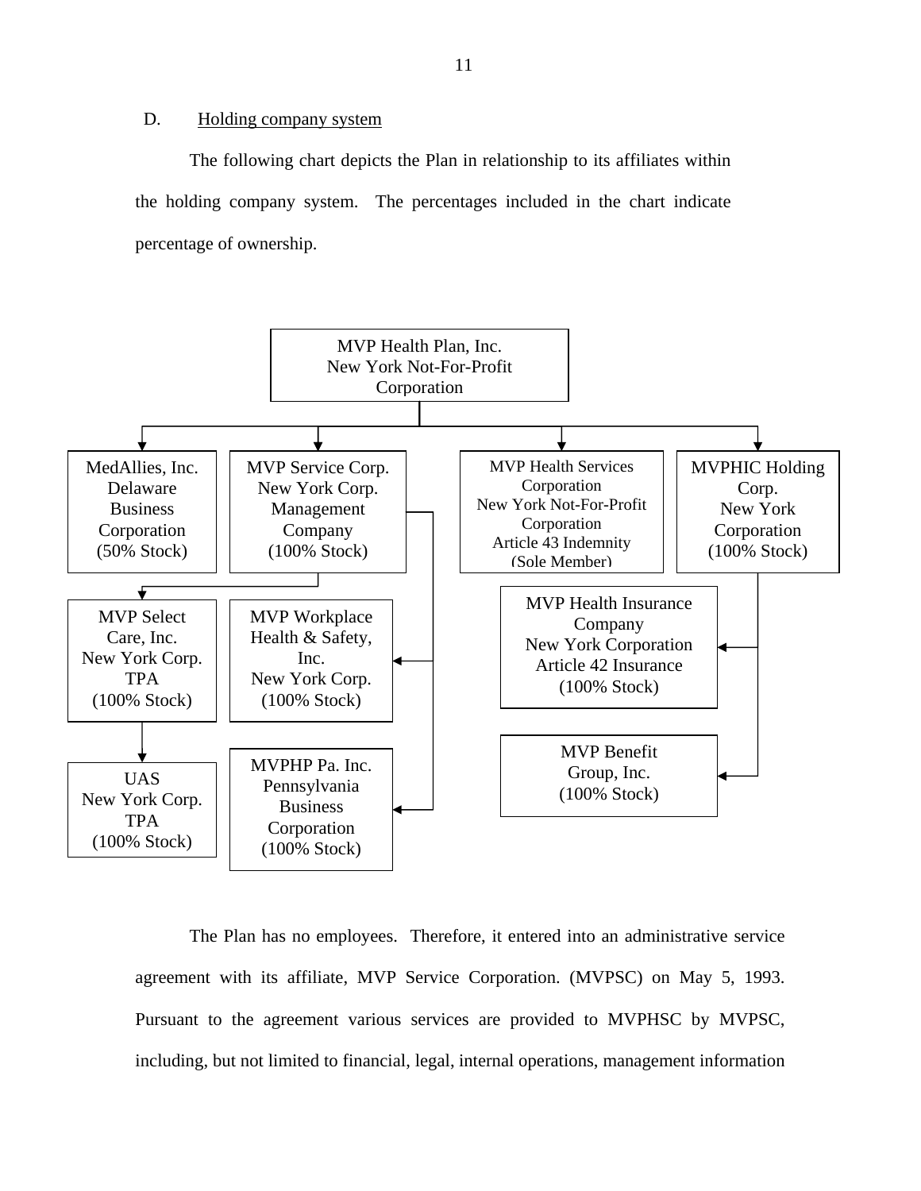D. Holding company system

The following chart depicts the Plan in relationship to its affiliates within the holding company system. The percentages included in the chart indicate percentage of ownership.

- MVP Health Plan, Inc. New York Not-For-Profit Corporation
  - MedAllies, Inc. Delaware Business Corporation (50% Stock)
  - MVP Service Corp. New York Corp. Management Company (100% Stock)
    - MVP Select Care, Inc. New York Corp. TPA (100% Stock)
      - UAS New York Corp. TPA (100% Stock)
    - MVP Workplace Health & Safety, Inc. New York Corp. (100% Stock)
    - MVPHP Pa. Inc. Pennsylvania Business Corporation (100% Stock)
  - MVP Health Services Corporation New York Not-For-Profit Corporation Article 43 Indemnity (Sole Member)
  - MVPHIC Holding Corp. New York Corporation (100% Stock)
    - MVP Health Insurance Company New York Corporation Article 42 Insurance (100% Stock)
    - MVP Benefit Group, Inc. (100% Stock)

The Plan has no employees. Therefore, it entered into an administrative service agreement with its affiliate, MVP Service Corporation. (MVPSC) on May 5, 1993. Pursuant to the agreement various services are provided to MVPHSC by MVPSC, including, but not limited to financial, legal, internal operations, management information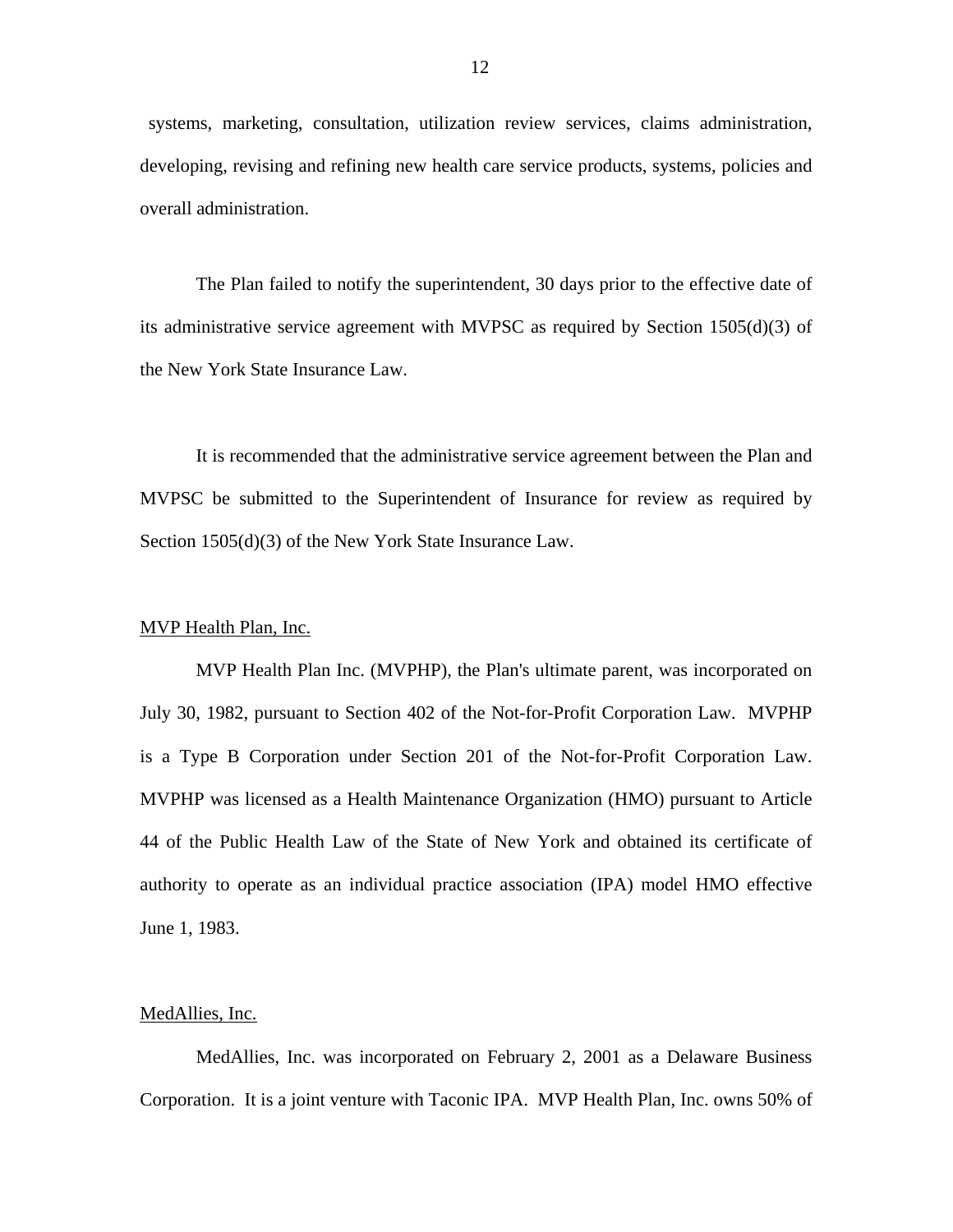systems, marketing, consultation, utilization review services, claims administration, developing, revising and refining new health care service products, systems, policies and overall administration.

The Plan failed to notify the superintendent, 30 days prior to the effective date of its administrative service agreement with MVPSC as required by Section 1505(d)(3) of the New York State Insurance Law.

It is recommended that the administrative service agreement between the Plan and MVPSC be submitted to the Superintendent of Insurance for review as required by Section 1505(d)(3) of the New York State Insurance Law.

<u>MVP Health Plan, Inc.</u>

MVP Health Plan Inc. (MVPHP), the Plan's ultimate parent, was incorporated on July 30, 1982, pursuant to Section 402 of the Not-for-Profit Corporation Law. MVPHP is a Type B Corporation under Section 201 of the Not-for-Profit Corporation Law. MVPHP was licensed as a Health Maintenance Organization (HMO) pursuant to Article 44 of the Public Health Law of the State of New York and obtained its certificate of authority to operate as an individual practice association (IPA) model HMO effective June 1, 1983.

<u>MedAllies, Inc.</u>

MedAllies, Inc. was incorporated on February 2, 2001 as a Delaware Business Corporation. It is a joint venture with Taconic IPA. MVP Health Plan, Inc. owns 50% of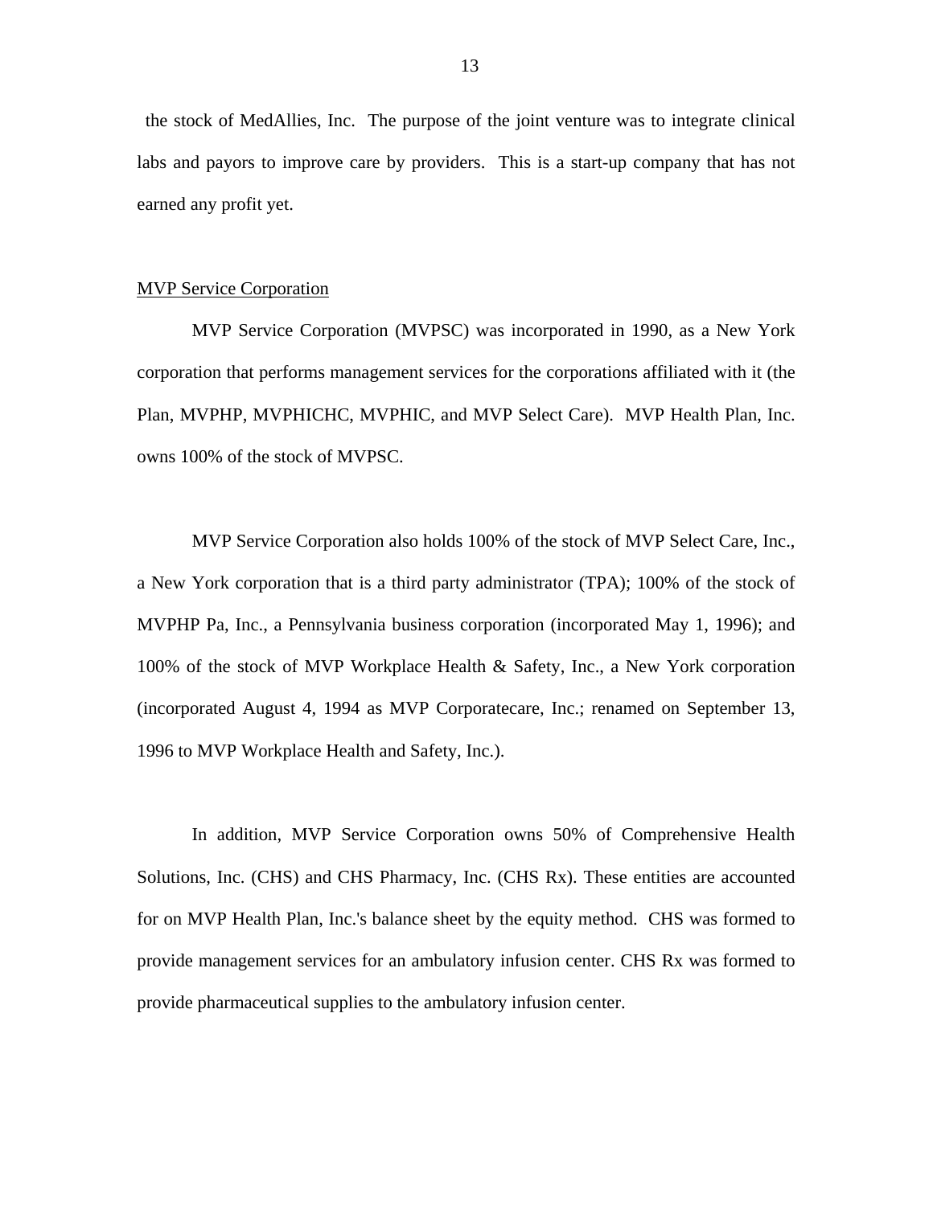the stock of MedAllies, Inc. The purpose of the joint venture was to integrate clinical labs and payors to improve care by providers. This is a start-up company that has not earned any profit yet.

## MVP Service Corporation

MVP Service Corporation (MVPSC) was incorporated in 1990, as a New York corporation that performs management services for the corporations affiliated with it (the Plan, MVPHP, MVPHICHC, MVPHIC, and MVP Select Care). MVP Health Plan, Inc. owns 100% of the stock of MVPSC.

MVP Service Corporation also holds 100% of the stock of MVP Select Care, Inc., a New York corporation that is a third party administrator (TPA); 100% of the stock of MVPHP Pa, Inc., a Pennsylvania business corporation (incorporated May 1, 1996); and 100% of the stock of MVP Workplace Health & Safety, Inc., a New York corporation (incorporated August 4, 1994 as MVP Corporatecare, Inc.; renamed on September 13, 1996 to MVP Workplace Health and Safety, Inc.).

In addition, MVP Service Corporation owns 50% of Comprehensive Health Solutions, Inc. (CHS) and CHS Pharmacy, Inc. (CHS Rx). These entities are accounted for on MVP Health Plan, Inc.'s balance sheet by the equity method. CHS was formed to provide management services for an ambulatory infusion center. CHS Rx was formed to provide pharmaceutical supplies to the ambulatory infusion center.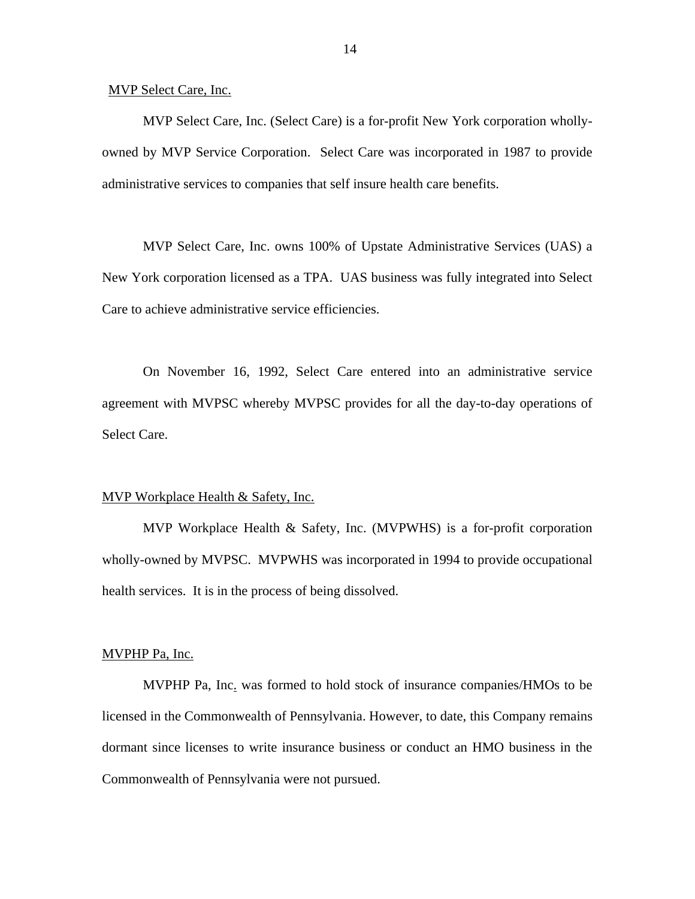MVP Select Care, Inc.

MVP Select Care, Inc. (Select Care) is a for-profit New York corporation wholly-owned by MVP Service Corporation. Select Care was incorporated in 1987 to provide administrative services to companies that self insure health care benefits.

MVP Select Care, Inc. owns 100% of Upstate Administrative Services (UAS) a New York corporation licensed as a TPA. UAS business was fully integrated into Select Care to achieve administrative service efficiencies.

On November 16, 1992, Select Care entered into an administrative service agreement with MVPSC whereby MVPSC provides for all the day-to-day operations of Select Care.

MVP Workplace Health & Safety, Inc.

MVP Workplace Health & Safety, Inc. (MVPWHS) is a for-profit corporation wholly-owned by MVPSC. MVPWHS was incorporated in 1994 to provide occupational health services. It is in the process of being dissolved.

MVPHP Pa, Inc.

MVPHP Pa, Inc. was formed to hold stock of insurance companies/HMOs to be licensed in the Commonwealth of Pennsylvania. However, to date, this Company remains dormant since licenses to write insurance business or conduct an HMO business in the Commonwealth of Pennsylvania were not pursued.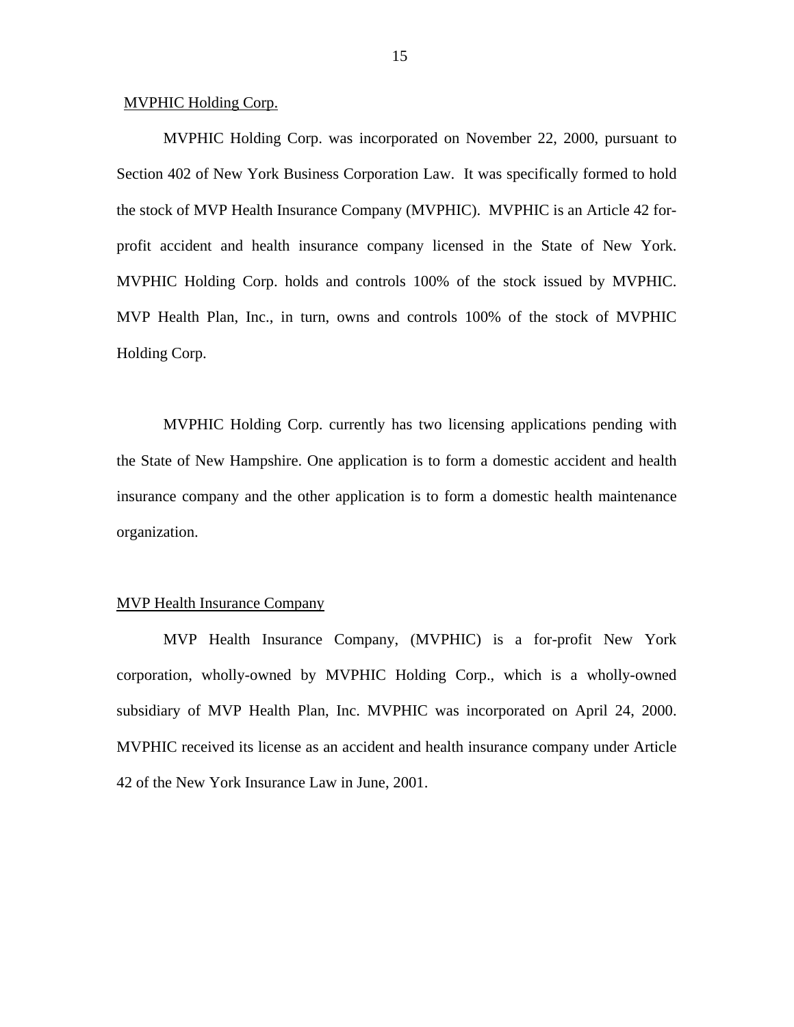MVPHIC Holding Corp.

MVPHIC Holding Corp. was incorporated on November 22, 2000, pursuant to Section 402 of New York Business Corporation Law. It was specifically formed to hold the stock of MVP Health Insurance Company (MVPHIC). MVPHIC is an Article 42 for-profit accident and health insurance company licensed in the State of New York. MVPHIC Holding Corp. holds and controls 100% of the stock issued by MVPHIC. MVP Health Plan, Inc., in turn, owns and controls 100% of the stock of MVPHIC Holding Corp.

MVPHIC Holding Corp. currently has two licensing applications pending with the State of New Hampshire. One application is to form a domestic accident and health insurance company and the other application is to form a domestic health maintenance organization.

MVP Health Insurance Company

MVP Health Insurance Company, (MVPHIC) is a for-profit New York corporation, wholly-owned by MVPHIC Holding Corp., which is a wholly-owned subsidiary of MVP Health Plan, Inc. MVPHIC was incorporated on April 24, 2000. MVPHIC received its license as an accident and health insurance company under Article 42 of the New York Insurance Law in June, 2001.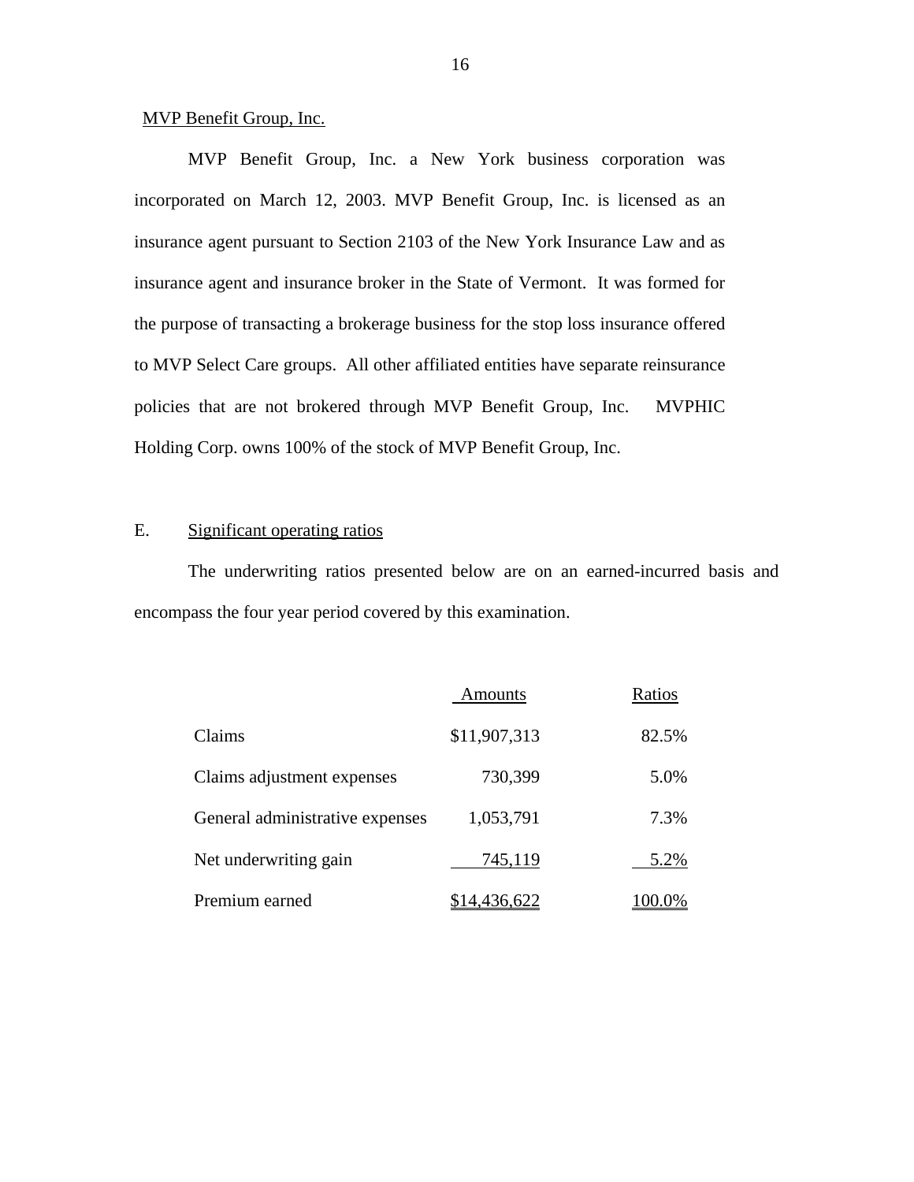MVP Benefit Group, Inc.

MVP Benefit Group, Inc. a New York business corporation was incorporated on March 12, 2003. MVP Benefit Group, Inc. is licensed as an insurance agent pursuant to Section 2103 of the New York Insurance Law and as insurance agent and insurance broker in the State of Vermont. It was formed for the purpose of transacting a brokerage business for the stop loss insurance offered to MVP Select Care groups. All other affiliated entities have separate reinsurance policies that are not brokered through MVP Benefit Group, Inc. MVPHIC Holding Corp. owns 100% of the stock of MVP Benefit Group, Inc.

## E. Significant operating ratios

The underwriting ratios presented below are on an earned-incurred basis and encompass the four year period covered by this examination.

| | Amounts | Ratios |
|---|---|---|
| Claims | $11,907,313 | 82.5% |
| Claims adjustment expenses | 730,399 | 5.0% |
| General administrative expenses | 1,053,791 | 7.3% |
| Net underwriting gain | 745,119 | 5.2% |
| Premium earned | $14,436,622 | 100.0% |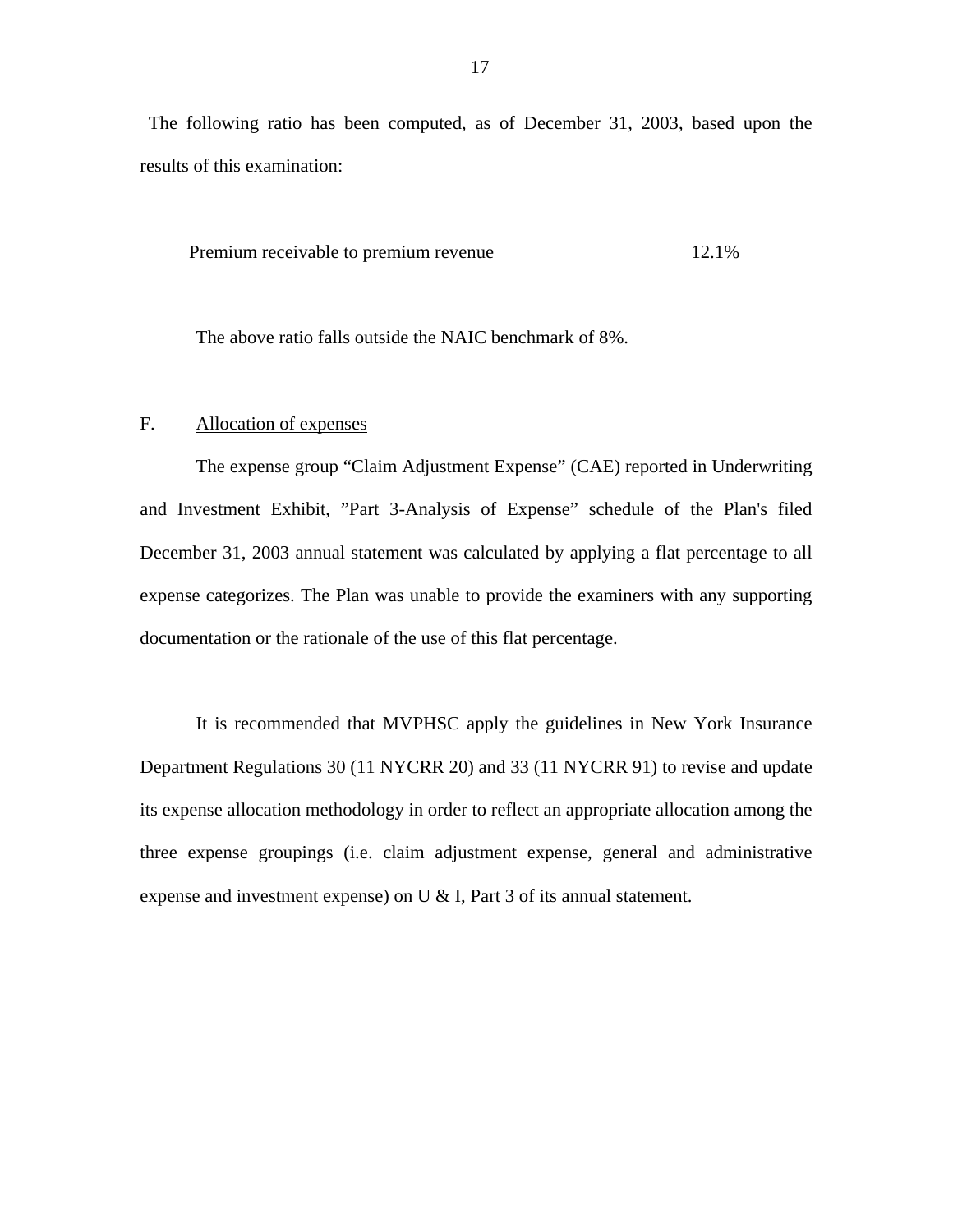The following ratio has been computed, as of December 31, 2003, based upon the results of this examination:

| | |
|---|---|
| Premium receivable to premium revenue | 12.1% |

The above ratio falls outside the NAIC benchmark of 8%.

F. <u>Allocation of expenses</u>

The expense group "Claim Adjustment Expense" (CAE) reported in Underwriting and Investment Exhibit, "Part 3-Analysis of Expense" schedule of the Plan's filed December 31, 2003 annual statement was calculated by applying a flat percentage to all expense categorizes. The Plan was unable to provide the examiners with any supporting documentation or the rationale of the use of this flat percentage.

It is recommended that MVPHSC apply the guidelines in New York Insurance Department Regulations 30 (11 NYCRR 20) and 33 (11 NYCRR 91) to revise and update its expense allocation methodology in order to reflect an appropriate allocation among the three expense groupings (i.e. claim adjustment expense, general and administrative expense and investment expense) on U & I, Part 3 of its annual statement.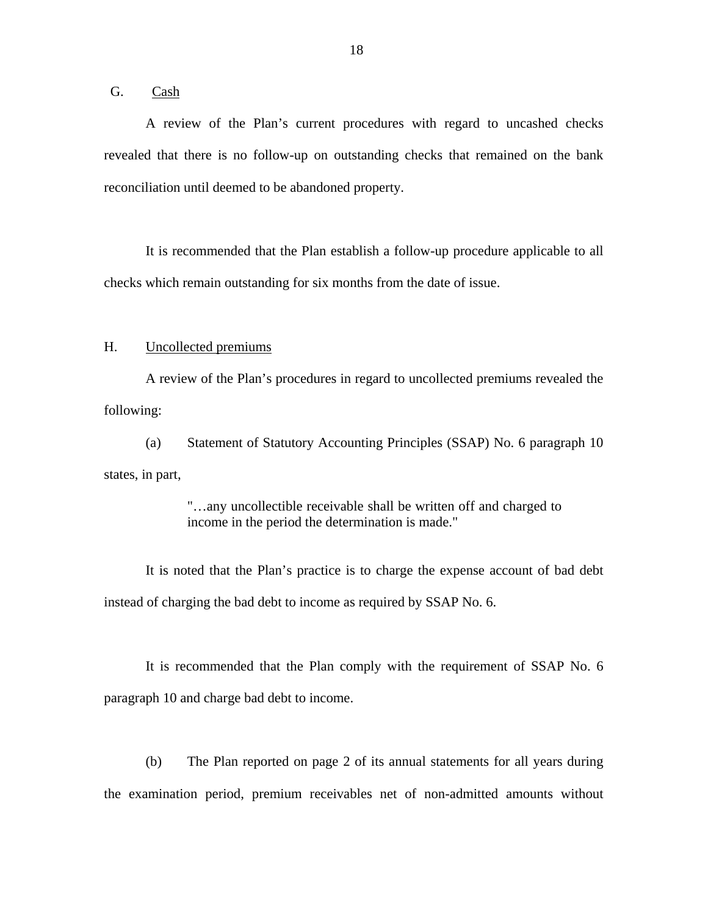## G. Cash

A review of the Plan's current procedures with regard to uncashed checks revealed that there is no follow-up on outstanding checks that remained on the bank reconciliation until deemed to be abandoned property.

It is recommended that the Plan establish a follow-up procedure applicable to all checks which remain outstanding for six months from the date of issue.

## H. Uncollected premiums

A review of the Plan's procedures in regard to uncollected premiums revealed the following:

(a) Statement of Statutory Accounting Principles (SSAP) No. 6 paragraph 10 states, in part,

> "…any uncollectible receivable shall be written off and charged to income in the period the determination is made."

It is noted that the Plan's practice is to charge the expense account of bad debt instead of charging the bad debt to income as required by SSAP No. 6.

It is recommended that the Plan comply with the requirement of SSAP No. 6 paragraph 10 and charge bad debt to income.

(b) The Plan reported on page 2 of its annual statements for all years during the examination period, premium receivables net of non-admitted amounts without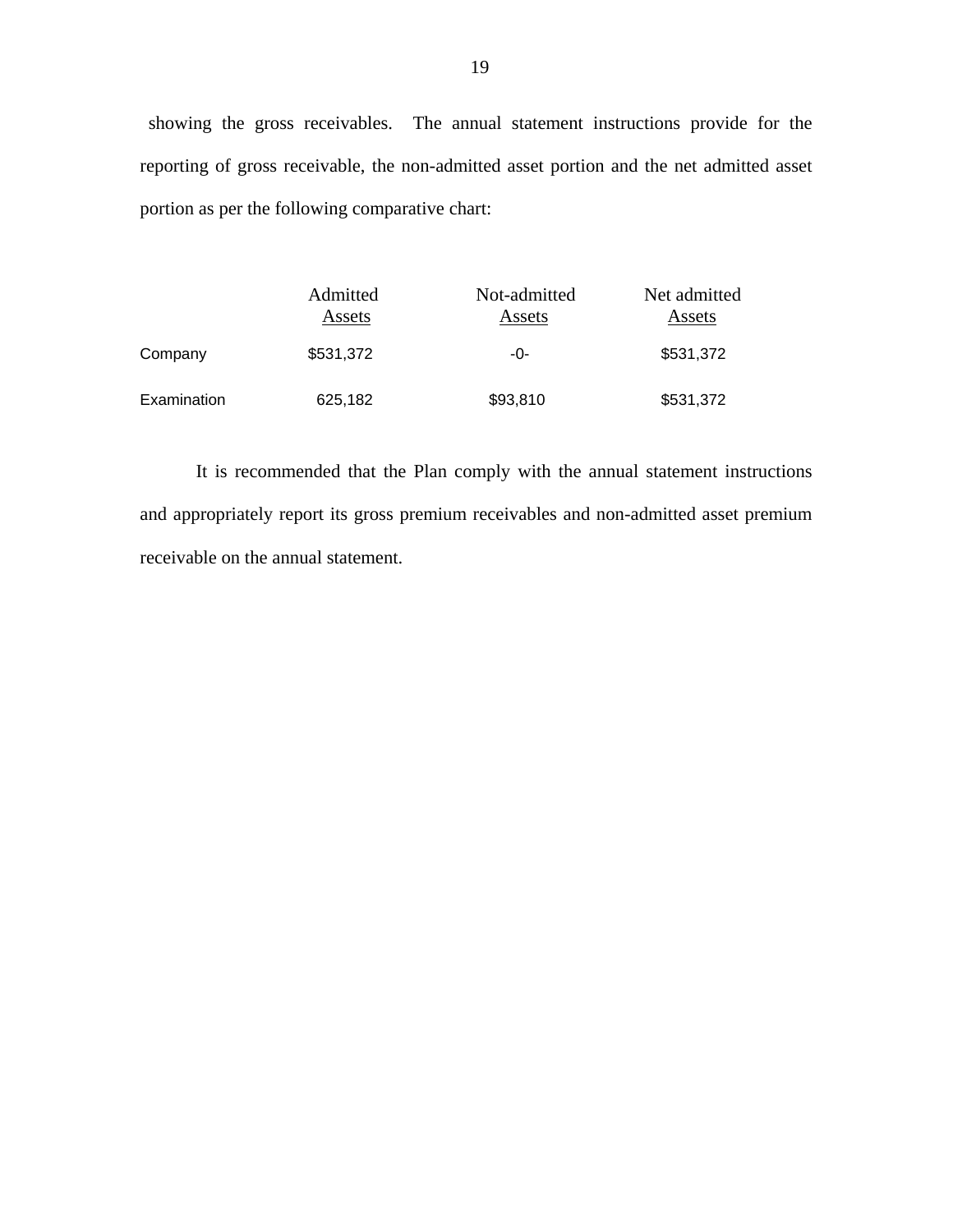showing the gross receivables. The annual statement instructions provide for the reporting of gross receivable, the non-admitted asset portion and the net admitted asset portion as per the following comparative chart:

| | Admitted Assets | Not-admitted Assets | Net admitted Assets |
|---|---|---|---|
| Company | $531,372 | -0- | $531,372 |
| Examination | 625,182 | $93,810 | $531,372 |

It is recommended that the Plan comply with the annual statement instructions and appropriately report its gross premium receivables and non-admitted asset premium receivable on the annual statement.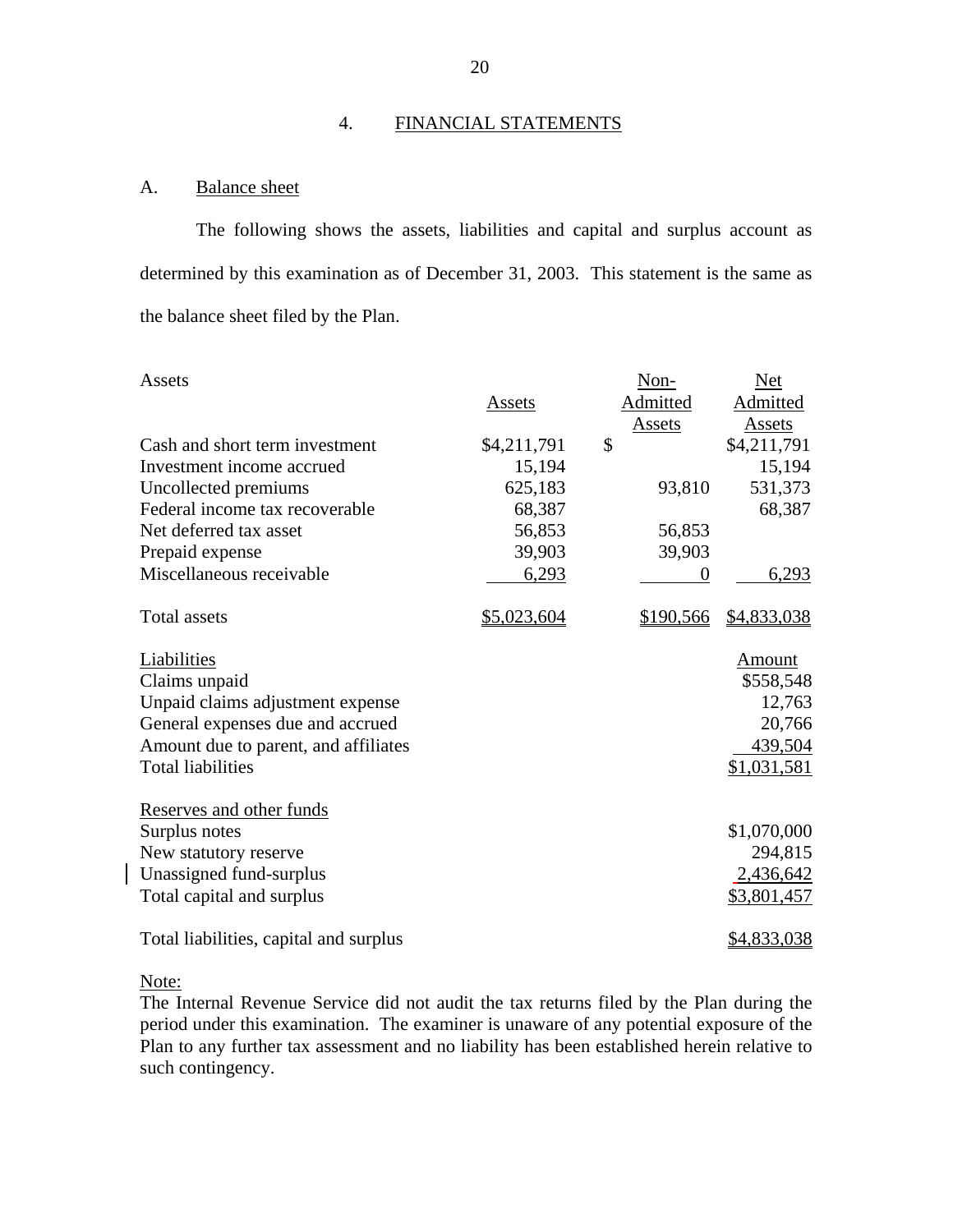## 4. FINANCIAL STATEMENTS

### A. Balance sheet

The following shows the assets, liabilities and capital and surplus account as determined by this examination as of December 31, 2003. This statement is the same as the balance sheet filed by the Plan.

| Assets | Assets | Non-Admitted Assets | Net Admitted Assets |
|---|---|---|---|
| Cash and short term investment | $4,211,791 | $ | $4,211,791 |
| Investment income accrued | 15,194 | | 15,194 |
| Uncollected premiums | 625,183 | 93,810 | 531,373 |
| Federal income tax recoverable | 68,387 | | 68,387 |
| Net deferred tax asset | 56,853 | 56,853 | |
| Prepaid expense | 39,903 | 39,903 | |
| Miscellaneous receivable | 6,293 | 0 | 6,293 |
| Total assets | $5,023,604 | $190,566 | $4,833,038 |

| Liabilities | Amount |
|---|---|
| Claims unpaid | $558,548 |
| Unpaid claims adjustment expense | 12,763 |
| General expenses due and accrued | 20,766 |
| Amount due to parent, and affiliates | 439,504 |
| Total liabilities | $1,031,581 |
| **Reserves and other funds** | |
| Surplus notes | $1,070,000 |
| New statutory reserve | 294,815 |
| Unassigned fund-surplus | 2,436,642 |
| Total capital and surplus | $3,801,457 |
| Total liabilities, capital and surplus | $4,833,038 |

Note:

The Internal Revenue Service did not audit the tax returns filed by the Plan during the period under this examination. The examiner is unaware of any potential exposure of the Plan to any further tax assessment and no liability has been established herein relative to such contingency.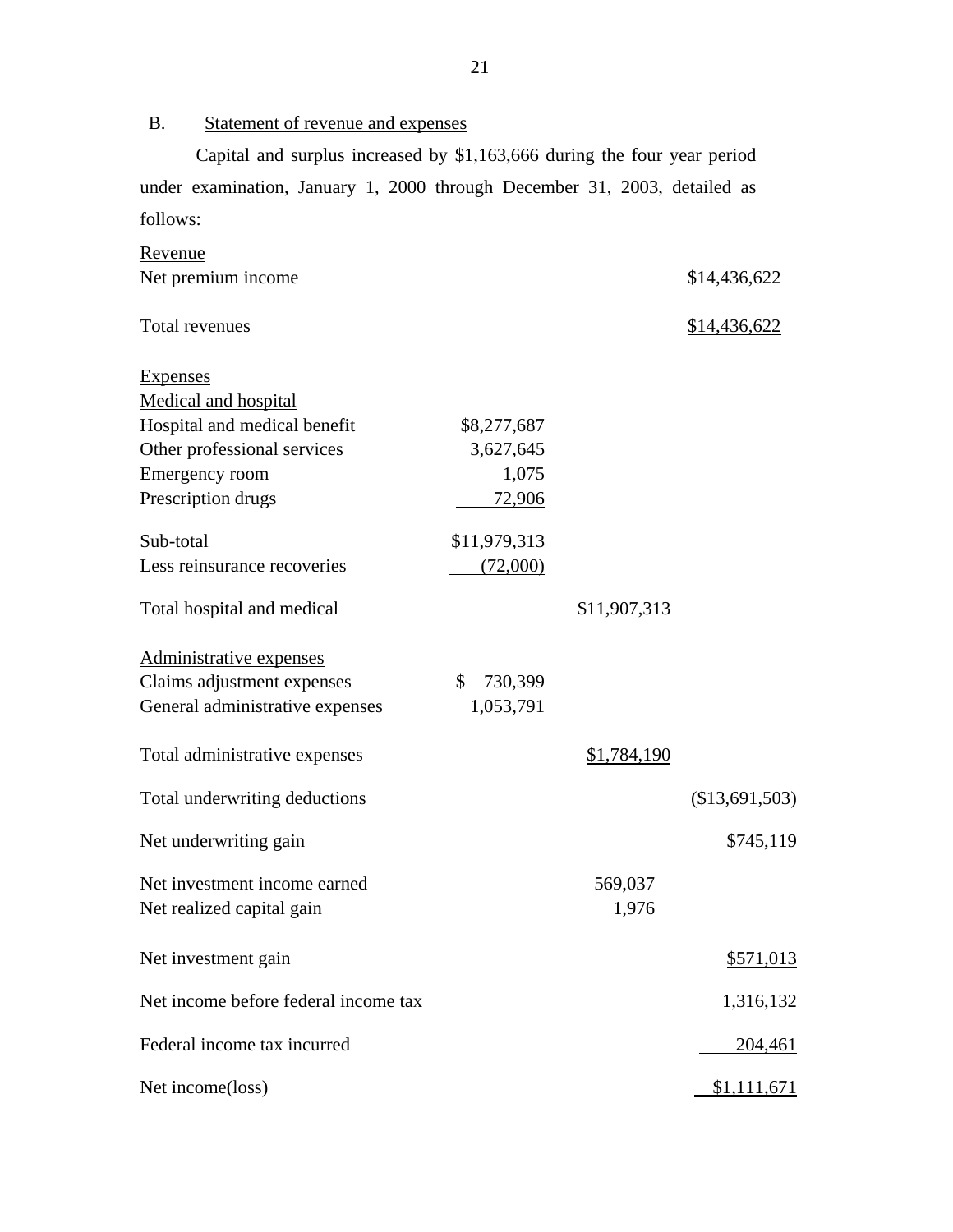B. Statement of revenue and expenses

Capital and surplus increased by $1,163,666 during the four year period under examination, January 1, 2000 through December 31, 2003, detailed as follows:

| | | | |
|---|---|---|---|
| Revenue | | | |
| Net premium income | | | $14,436,622 |
| Total revenues | | | $14,436,622 |
| Expenses | | | |
| Medical and hospital | | | |
| Hospital and medical benefit | $8,277,687 | | |
| Other professional services | 3,627,645 | | |
| Emergency room | 1,075 | | |
| Prescription drugs | 72,906 | | |
| Sub-total | $11,979,313 | | |
| Less reinsurance recoveries | (72,000) | | |
| Total hospital and medical | | $11,907,313 | |
| Administrative expenses | | | |
| Claims adjustment expenses | $ 730,399 | | |
| General administrative expenses | 1,053,791 | | |
| Total administrative expenses | | $1,784,190 | |
| Total underwriting deductions | | | ($13,691,503) |
| Net underwriting gain | | | $745,119 |
| Net investment income earned | | 569,037 | |
| Net realized capital gain | | 1,976 | |
| Net investment gain | | | $571,013 |
| Net income before federal income tax | | | 1,316,132 |
| Federal income tax incurred | | | 204,461 |
| Net income(loss) | | | $1,111,671 |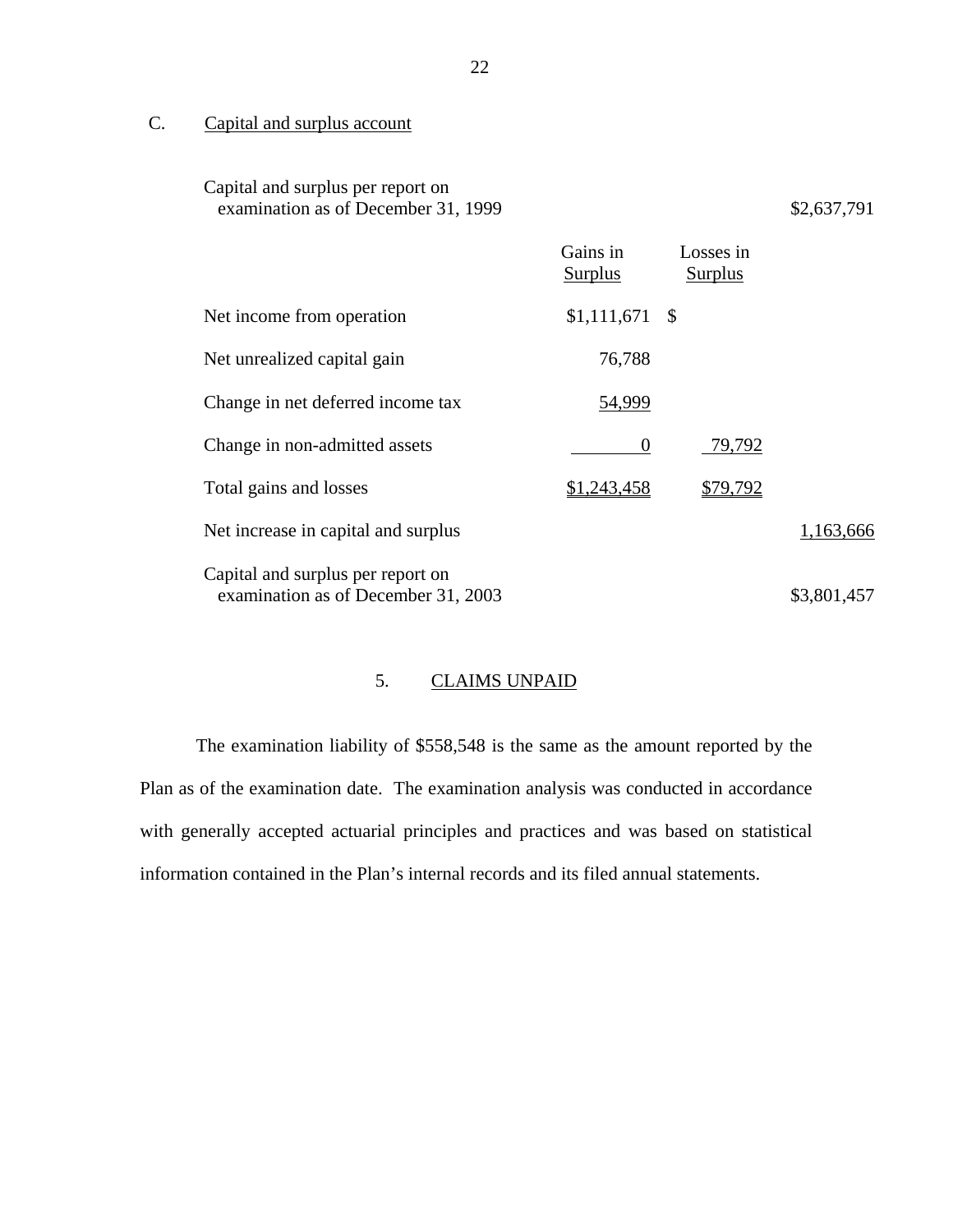C. Capital and surplus account

| | Gains in Surplus | Losses in Surplus | |
|---|---|---|---|
| Capital and surplus per report on examination as of December 31, 1999 | | | $2,637,791 |
| Net income from operation | $1,111,671 | $ | |
| Net unrealized capital gain | 76,788 | | |
| Change in net deferred income tax | 54,999 | | |
| Change in non-admitted assets | 0 | 79,792 | |
| Total gains and losses | $1,243,458 | $79,792 | |
| Net increase in capital and surplus | | | 1,163,666 |
| Capital and surplus per report on examination as of December 31, 2003 | | | $3,801,457 |

## 5. CLAIMS UNPAID

The examination liability of $558,548 is the same as the amount reported by the Plan as of the examination date. The examination analysis was conducted in accordance with generally accepted actuarial principles and practices and was based on statistical information contained in the Plan's internal records and its filed annual statements.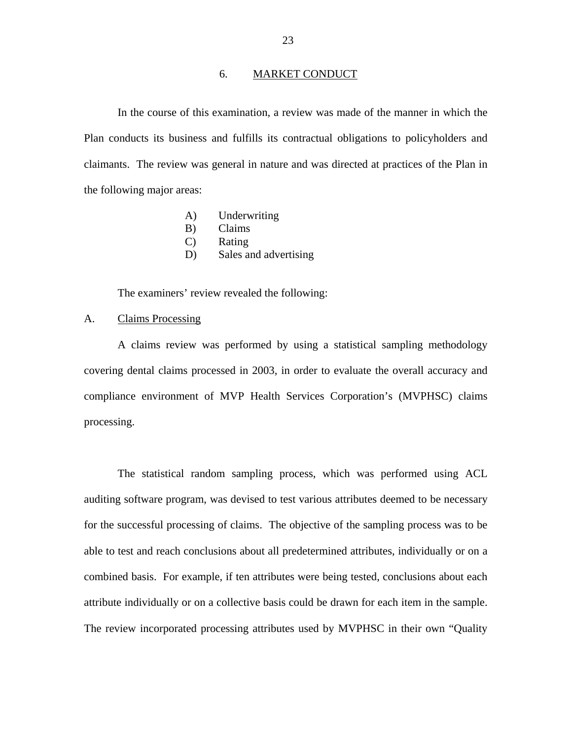## 6. MARKET CONDUCT

In the course of this examination, a review was made of the manner in which the Plan conducts its business and fulfills its contractual obligations to policyholders and claimants. The review was general in nature and was directed at practices of the Plan in the following major areas:

- A) Underwriting
- B) Claims
- C) Rating
- D) Sales and advertising

The examiners' review revealed the following:

### A. Claims Processing

A claims review was performed by using a statistical sampling methodology covering dental claims processed in 2003, in order to evaluate the overall accuracy and compliance environment of MVP Health Services Corporation's (MVPHSC) claims processing.

The statistical random sampling process, which was performed using ACL auditing software program, was devised to test various attributes deemed to be necessary for the successful processing of claims. The objective of the sampling process was to be able to test and reach conclusions about all predetermined attributes, individually or on a combined basis. For example, if ten attributes were being tested, conclusions about each attribute individually or on a collective basis could be drawn for each item in the sample. The review incorporated processing attributes used by MVPHSC in their own "Quality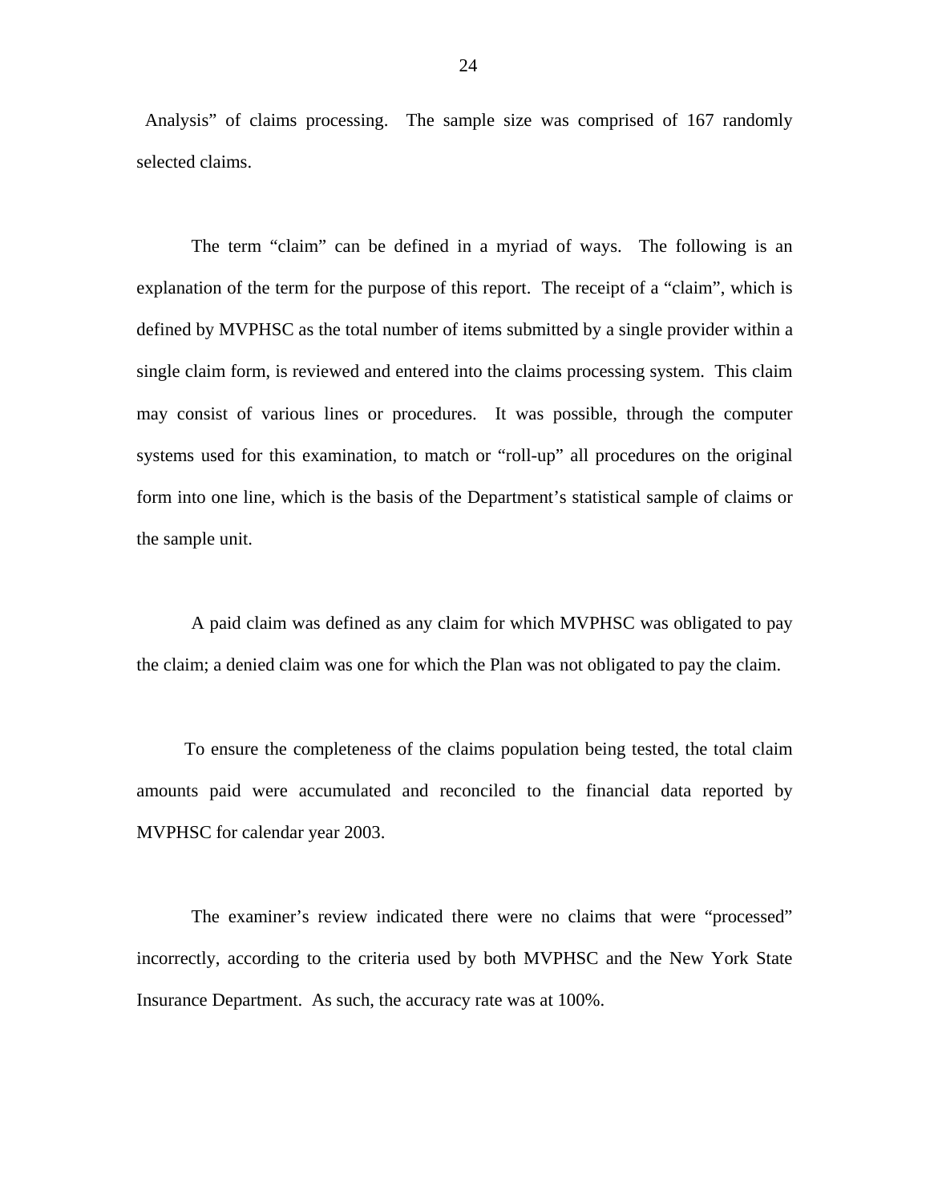Analysis" of claims processing. The sample size was comprised of 167 randomly selected claims.

The term "claim" can be defined in a myriad of ways. The following is an explanation of the term for the purpose of this report. The receipt of a "claim", which is defined by MVPHSC as the total number of items submitted by a single provider within a single claim form, is reviewed and entered into the claims processing system. This claim may consist of various lines or procedures. It was possible, through the computer systems used for this examination, to match or "roll-up" all procedures on the original form into one line, which is the basis of the Department's statistical sample of claims or the sample unit.

A paid claim was defined as any claim for which MVPHSC was obligated to pay the claim; a denied claim was one for which the Plan was not obligated to pay the claim.

To ensure the completeness of the claims population being tested, the total claim amounts paid were accumulated and reconciled to the financial data reported by MVPHSC for calendar year 2003.

The examiner's review indicated there were no claims that were "processed" incorrectly, according to the criteria used by both MVPHSC and the New York State Insurance Department. As such, the accuracy rate was at 100%.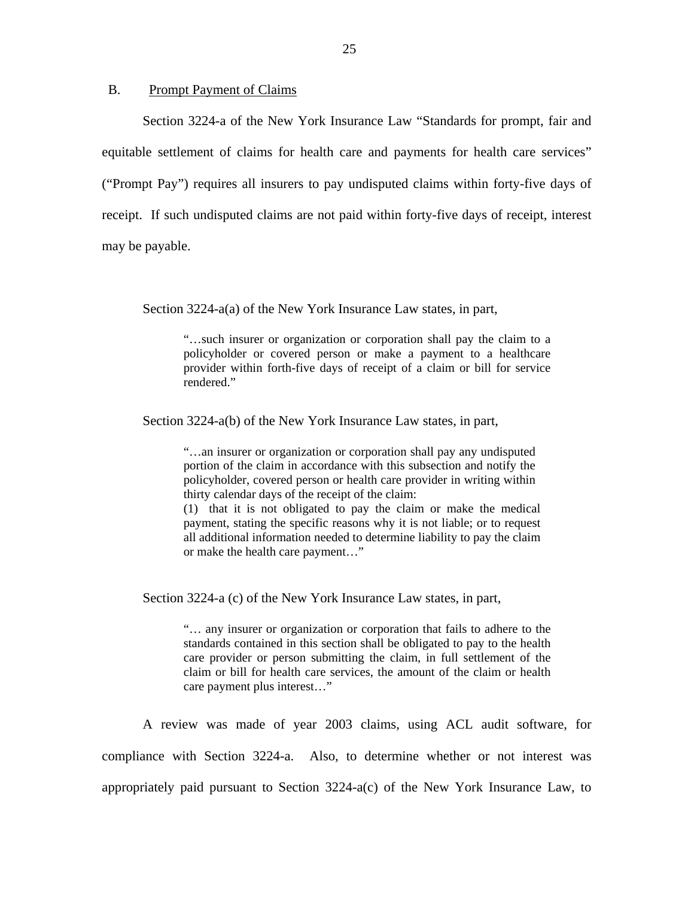## B. Prompt Payment of Claims

Section 3224-a of the New York Insurance Law "Standards for prompt, fair and equitable settlement of claims for health care and payments for health care services" ("Prompt Pay") requires all insurers to pay undisputed claims within forty-five days of receipt. If such undisputed claims are not paid within forty-five days of receipt, interest may be payable.

Section 3224-a(a) of the New York Insurance Law states, in part,

> "…such insurer or organization or corporation shall pay the claim to a policyholder or covered person or make a payment to a healthcare provider within forth-five days of receipt of a claim or bill for service rendered."

Section 3224-a(b) of the New York Insurance Law states, in part,

> "…an insurer or organization or corporation shall pay any undisputed portion of the claim in accordance with this subsection and notify the policyholder, covered person or health care provider in writing within thirty calendar days of the receipt of the claim:
> (1) that it is not obligated to pay the claim or make the medical payment, stating the specific reasons why it is not liable; or to request all additional information needed to determine liability to pay the claim or make the health care payment…"

Section 3224-a (c) of the New York Insurance Law states, in part,

> "… any insurer or organization or corporation that fails to adhere to the standards contained in this section shall be obligated to pay to the health care provider or person submitting the claim, in full settlement of the claim or bill for health care services, the amount of the claim or health care payment plus interest…"

A review was made of year 2003 claims, using ACL audit software, for compliance with Section 3224-a. Also, to determine whether or not interest was appropriately paid pursuant to Section 3224-a(c) of the New York Insurance Law, to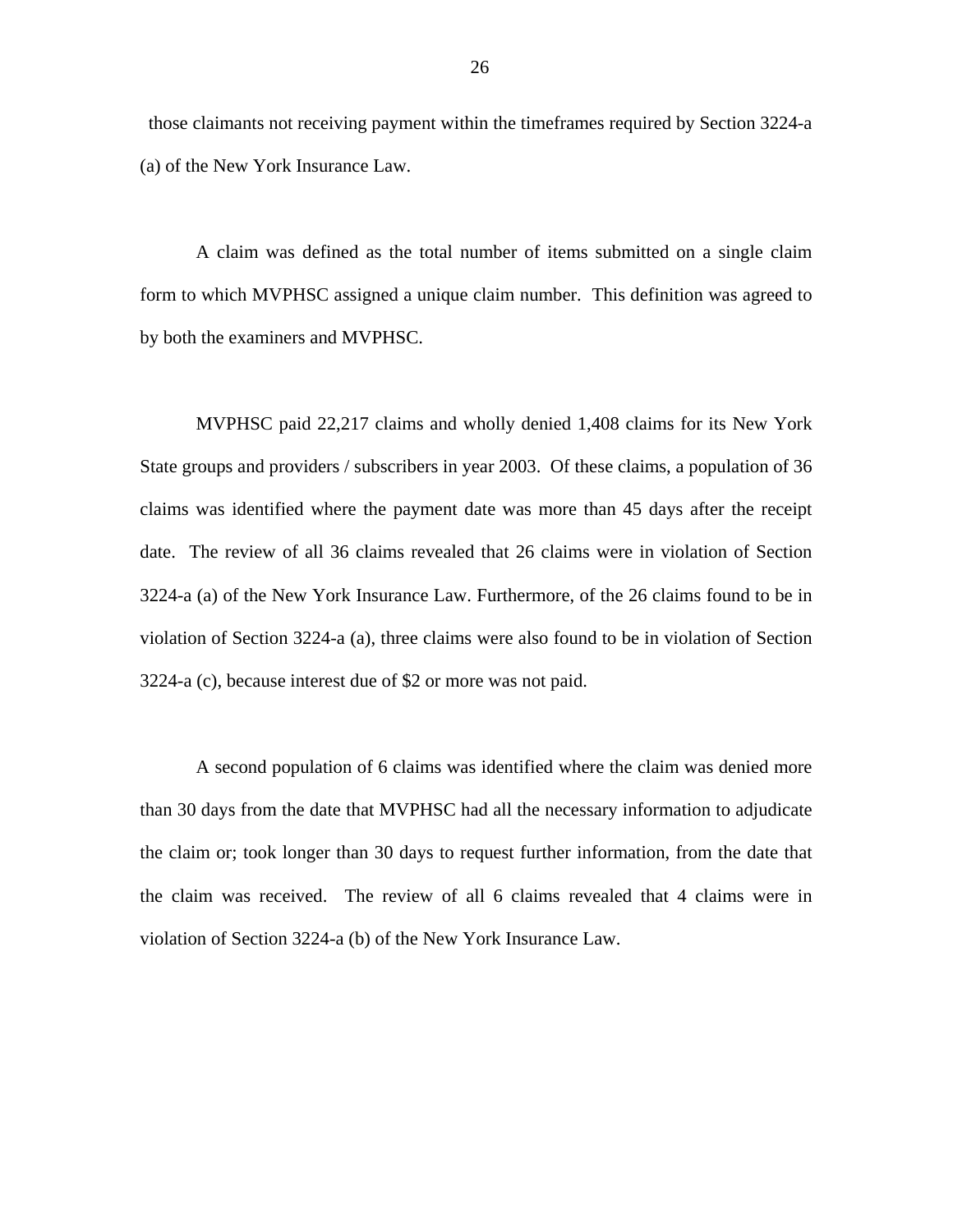those claimants not receiving payment within the timeframes required by Section 3224-a (a) of the New York Insurance Law.

A claim was defined as the total number of items submitted on a single claim form to which MVPHSC assigned a unique claim number. This definition was agreed to by both the examiners and MVPHSC.

MVPHSC paid 22,217 claims and wholly denied 1,408 claims for its New York State groups and providers / subscribers in year 2003. Of these claims, a population of 36 claims was identified where the payment date was more than 45 days after the receipt date. The review of all 36 claims revealed that 26 claims were in violation of Section 3224-a (a) of the New York Insurance Law. Furthermore, of the 26 claims found to be in violation of Section 3224-a (a), three claims were also found to be in violation of Section 3224-a (c), because interest due of $2 or more was not paid.

A second population of 6 claims was identified where the claim was denied more than 30 days from the date that MVPHSC had all the necessary information to adjudicate the claim or; took longer than 30 days to request further information, from the date that the claim was received. The review of all 6 claims revealed that 4 claims were in violation of Section 3224-a (b) of the New York Insurance Law.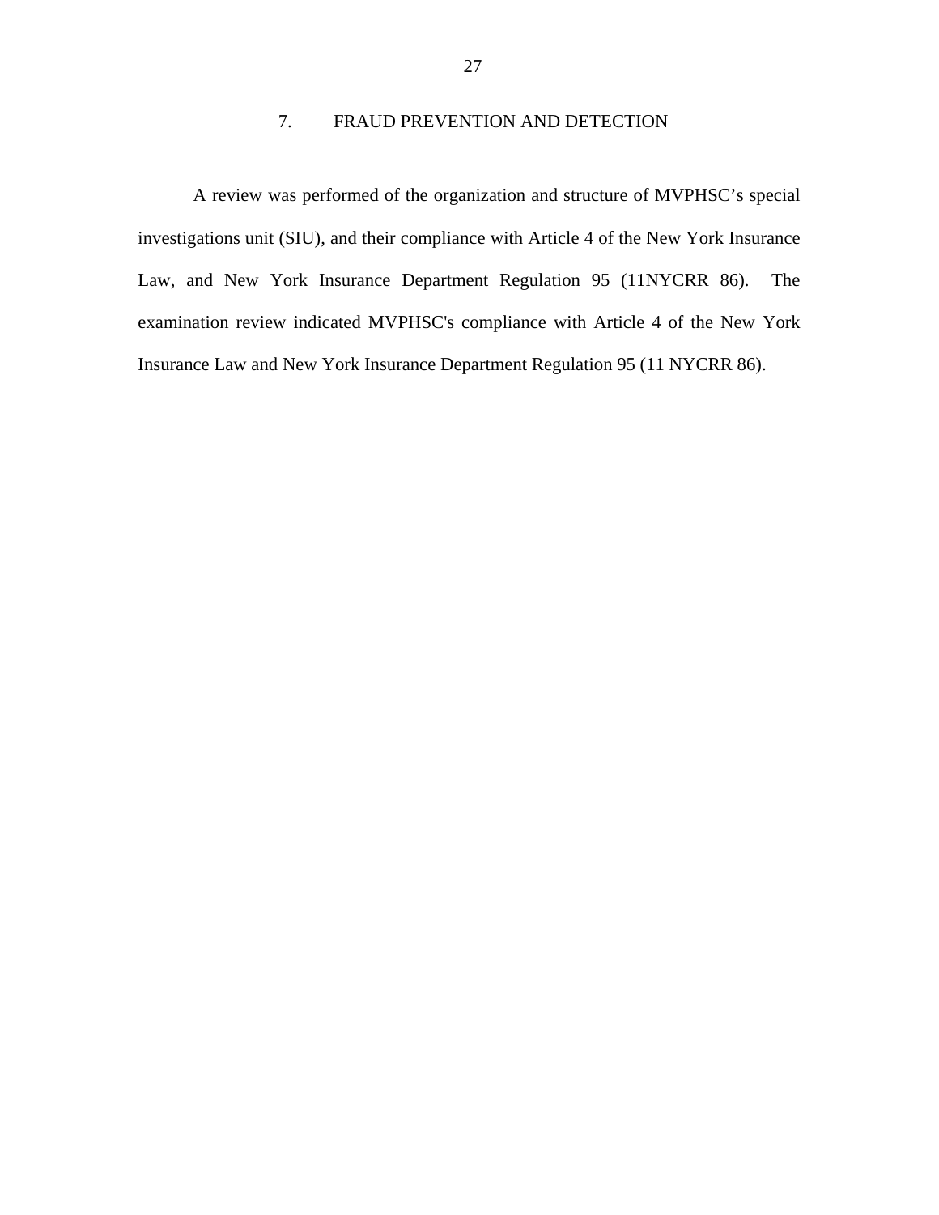## 7. FRAUD PREVENTION AND DETECTION

A review was performed of the organization and structure of MVPHSC's special investigations unit (SIU), and their compliance with Article 4 of the New York Insurance Law, and New York Insurance Department Regulation 95 (11NYCRR 86). The examination review indicated MVPHSC's compliance with Article 4 of the New York Insurance Law and New York Insurance Department Regulation 95 (11 NYCRR 86).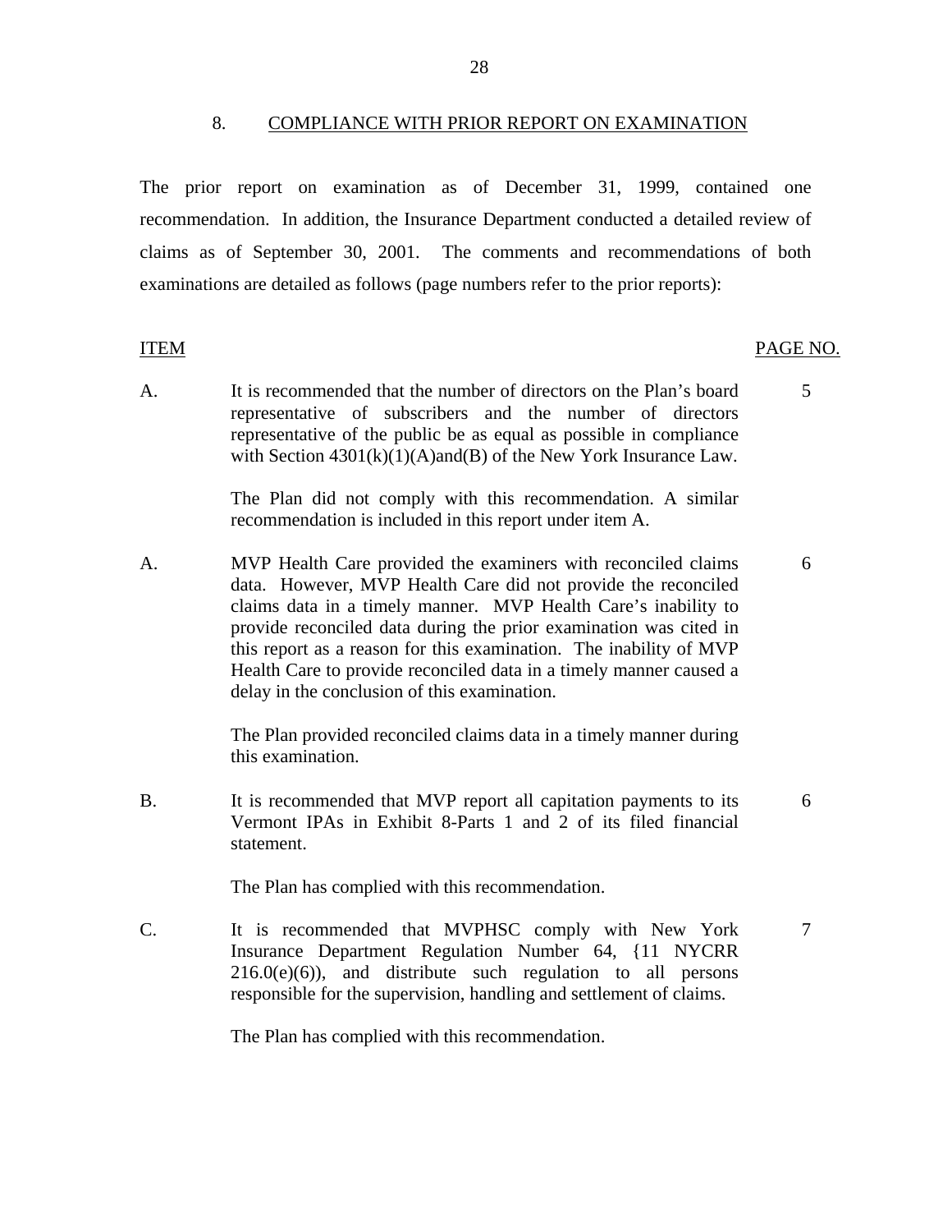## 8. COMPLIANCE WITH PRIOR REPORT ON EXAMINATION

The prior report on examination as of December 31, 1999, contained one recommendation. In addition, the Insurance Department conducted a detailed review of claims as of September 30, 2001. The comments and recommendations of both examinations are detailed as follows (page numbers refer to the prior reports):

| ITEM | | PAGE NO. |
|---|---|---|
| A. | It is recommended that the number of directors on the Plan's board representative of subscribers and the number of directors representative of the public be as equal as possible in compliance with Section 4301(k)(1)(A)and(B) of the New York Insurance Law.<br><br>The Plan did not comply with this recommendation. A similar recommendation is included in this report under item A. | 5 |
| A. | MVP Health Care provided the examiners with reconciled claims data. However, MVP Health Care did not provide the reconciled claims data in a timely manner. MVP Health Care's inability to provide reconciled data during the prior examination was cited in this report as a reason for this examination. The inability of MVP Health Care to provide reconciled data in a timely manner caused a delay in the conclusion of this examination.<br><br>The Plan provided reconciled claims data in a timely manner during this examination. | 6 |
| B. | It is recommended that MVP report all capitation payments to its Vermont IPAs in Exhibit 8-Parts 1 and 2 of its filed financial statement.<br><br>The Plan has complied with this recommendation. | 6 |
| C. | It is recommended that MVPHSC comply with New York Insurance Department Regulation Number 64, {11 NYCRR 216.0(e)(6)), and distribute such regulation to all persons responsible for the supervision, handling and settlement of claims.<br><br>The Plan has complied with this recommendation. | 7 |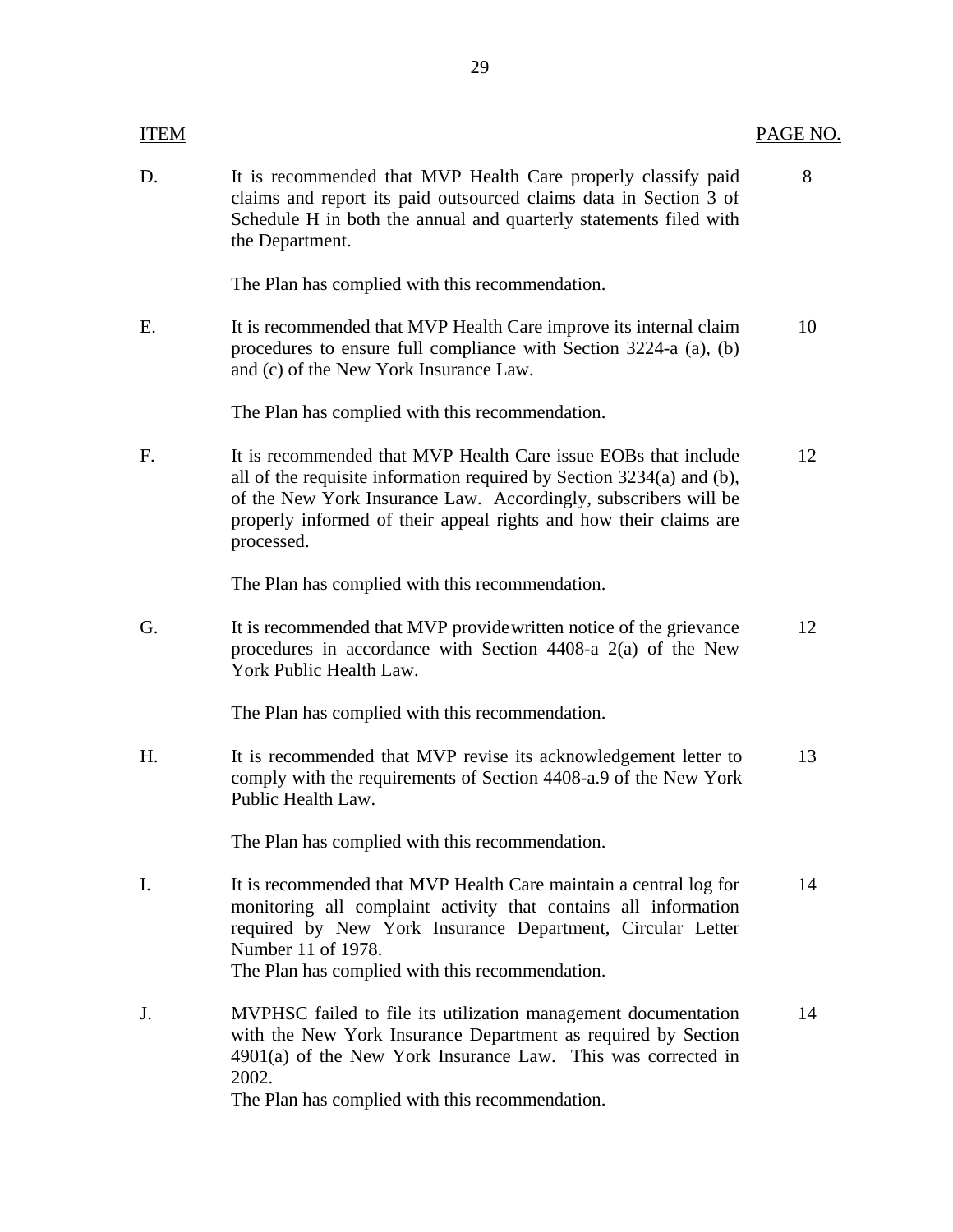| ITEM | | PAGE NO. |
|---|---|---|
| D. | It is recommended that MVP Health Care properly classify paid claims and report its paid outsourced claims data in Section 3 of Schedule H in both the annual and quarterly statements filed with the Department.<br><br>The Plan has complied with this recommendation. | 8 |
| E. | It is recommended that MVP Health Care improve its internal claim procedures to ensure full compliance with Section 3224-a (a), (b) and (c) of the New York Insurance Law.<br><br>The Plan has complied with this recommendation. | 10 |
| F. | It is recommended that MVP Health Care issue EOBs that include all of the requisite information required by Section 3234(a) and (b), of the New York Insurance Law. Accordingly, subscribers will be properly informed of their appeal rights and how their claims are processed.<br><br>The Plan has complied with this recommendation. | 12 |
| G. | It is recommended that MVP providewritten notice of the grievance procedures in accordance with Section 4408-a 2(a) of the New York Public Health Law.<br><br>The Plan has complied with this recommendation. | 12 |
| H. | It is recommended that MVP revise its acknowledgement letter to comply with the requirements of Section 4408-a.9 of the New York Public Health Law.<br><br>The Plan has complied with this recommendation. | 13 |
| I. | It is recommended that MVP Health Care maintain a central log for monitoring all complaint activity that contains all information required by New York Insurance Department, Circular Letter Number 11 of 1978.<br>The Plan has complied with this recommendation. | 14 |
| J. | MVPHSC failed to file its utilization management documentation with the New York Insurance Department as required by Section 4901(a) of the New York Insurance Law. This was corrected in 2002.<br>The Plan has complied with this recommendation. | 14 |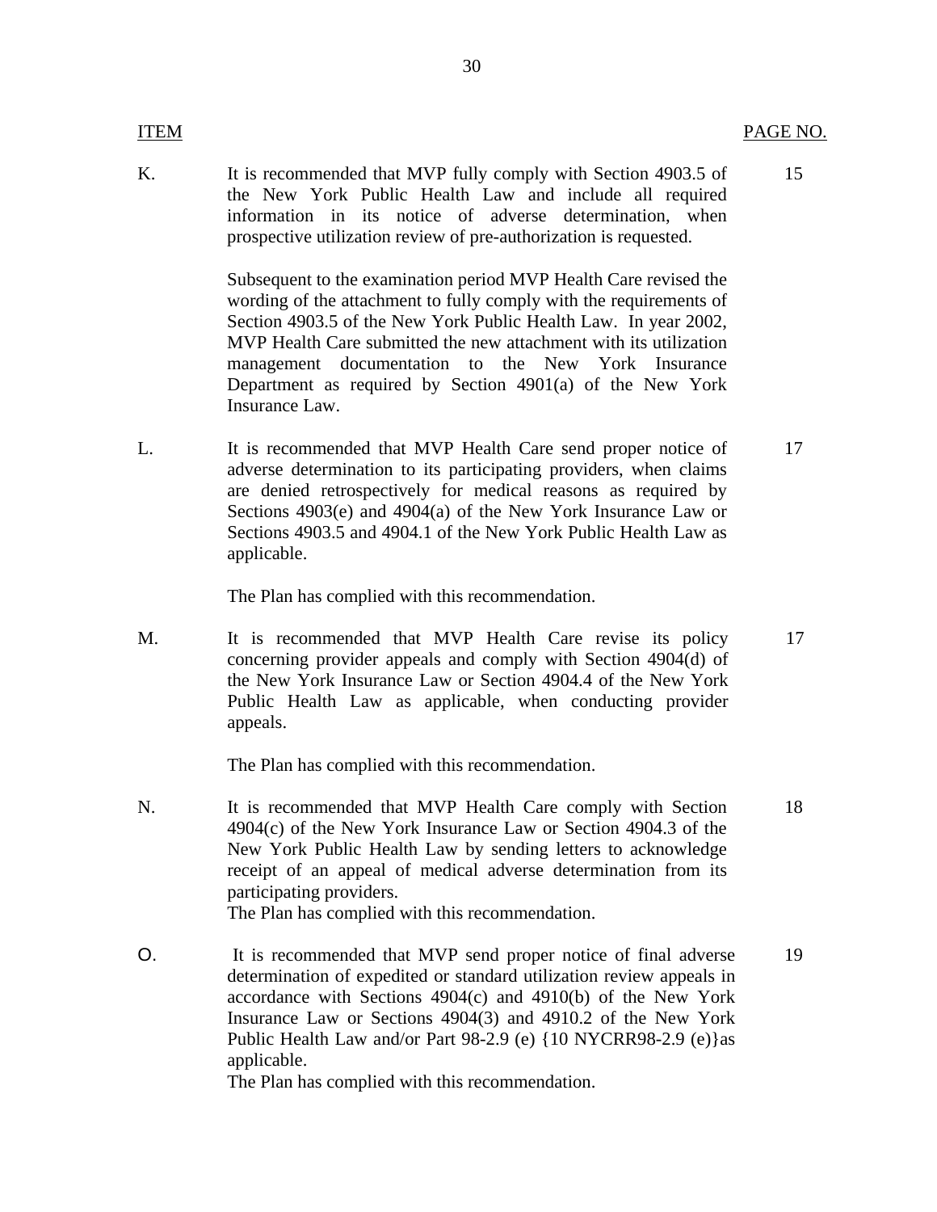| ITEM | | PAGE NO. |
|---|---|---|
| K. | It is recommended that MVP fully comply with Section 4903.5 of the New York Public Health Law and include all required information in its notice of adverse determination, when prospective utilization review of pre-authorization is requested.<br><br>Subsequent to the examination period MVP Health Care revised the wording of the attachment to fully comply with the requirements of Section 4903.5 of the New York Public Health Law. In year 2002, MVP Health Care submitted the new attachment with its utilization management documentation to the New York Insurance Department as required by Section 4901(a) of the New York Insurance Law. | 15 |
| L. | It is recommended that MVP Health Care send proper notice of adverse determination to its participating providers, when claims are denied retrospectively for medical reasons as required by Sections 4903(e) and 4904(a) of the New York Insurance Law or Sections 4903.5 and 4904.1 of the New York Public Health Law as applicable.<br><br>The Plan has complied with this recommendation. | 17 |
| M. | It is recommended that MVP Health Care revise its policy concerning provider appeals and comply with Section 4904(d) of the New York Insurance Law or Section 4904.4 of the New York Public Health Law as applicable, when conducting provider appeals.<br><br>The Plan has complied with this recommendation. | 17 |
| N. | It is recommended that MVP Health Care comply with Section 4904(c) of the New York Insurance Law or Section 4904.3 of the New York Public Health Law by sending letters to acknowledge receipt of an appeal of medical adverse determination from its participating providers.<br>The Plan has complied with this recommendation. | 18 |
| O. | It is recommended that MVP send proper notice of final adverse determination of expedited or standard utilization review appeals in accordance with Sections 4904(c) and 4910(b) of the New York Insurance Law or Sections 4904(3) and 4910.2 of the New York Public Health Law and/or Part 98-2.9 (e) {10 NYCRR98-2.9 (e)}as applicable.<br>The Plan has complied with this recommendation. | 19 |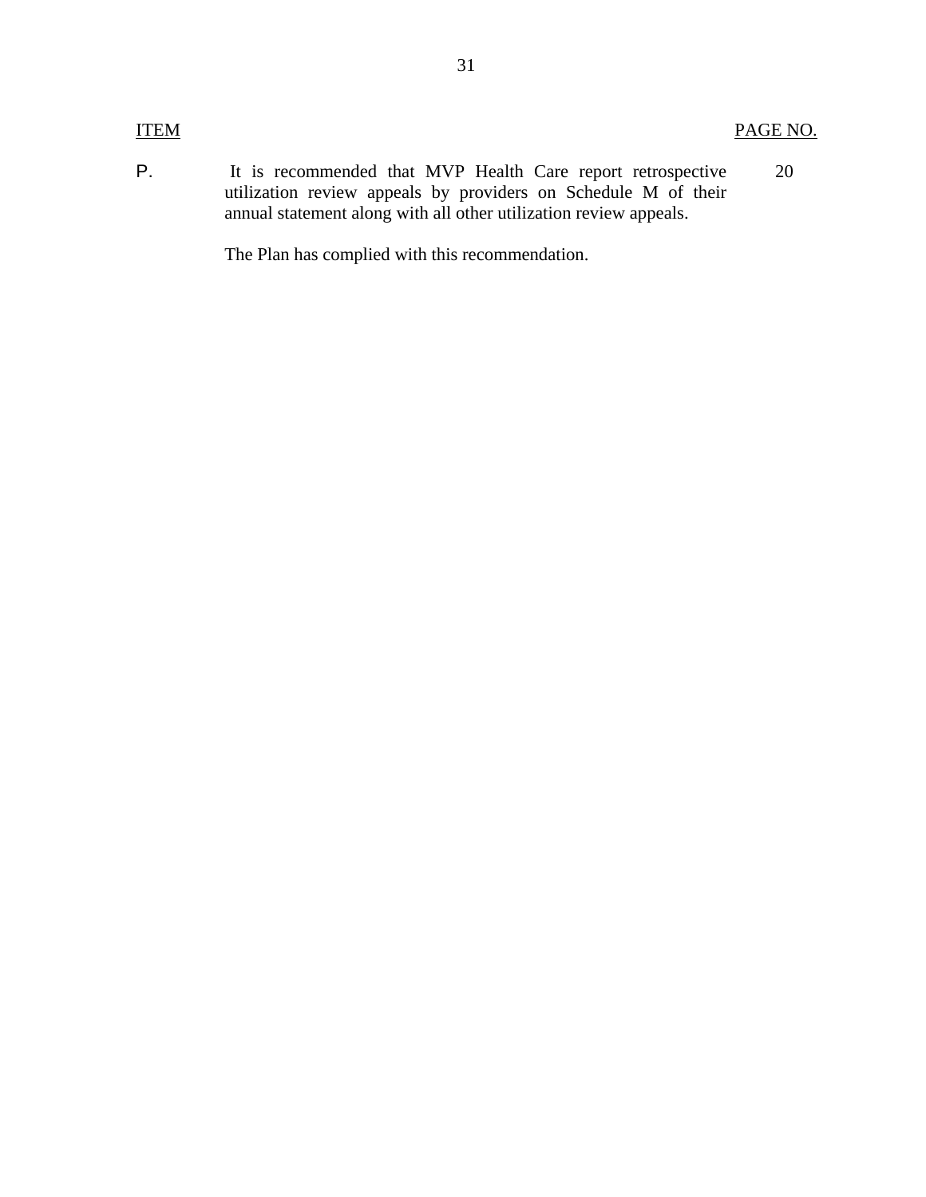| ITEM | | PAGE NO. |
|---|---|---|
| P. | It is recommended that MVP Health Care report retrospective utilization review appeals by providers on Schedule M of their annual statement along with all other utilization review appeals.<br><br>The Plan has complied with this recommendation. | 20 |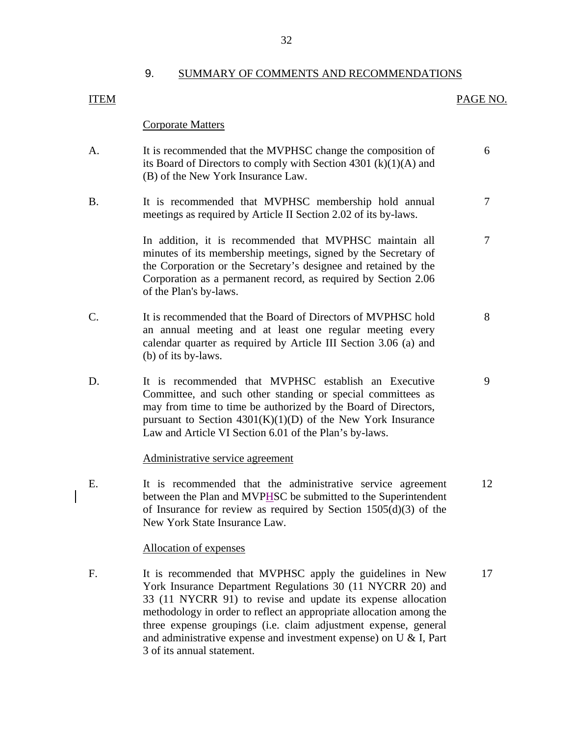## 9. SUMMARY OF COMMENTS AND RECOMMENDATIONS

| ITEM | | PAGE NO. |
|---|---|---|
| | **Corporate Matters** | |
| A. | It is recommended that the MVPHSC change the composition of its Board of Directors to comply with Section 4301 (k)(1)(A) and (B) of the New York Insurance Law. | 6 |
| B. | It is recommended that MVPHSC membership hold annual meetings as required by Article II Section 2.02 of its by-laws. | 7 |
| | In addition, it is recommended that MVPHSC maintain all minutes of its membership meetings, signed by the Secretary of the Corporation or the Secretary's designee and retained by the Corporation as a permanent record, as required by Section 2.06 of the Plan's by-laws. | 7 |
| C. | It is recommended that the Board of Directors of MVPHSC hold an annual meeting and at least one regular meeting every calendar quarter as required by Article III Section 3.06 (a) and (b) of its by-laws. | 8 |
| D. | It is recommended that MVPHSC establish an Executive Committee, and such other standing or special committees as may from time to time be authorized by the Board of Directors, pursuant to Section 4301(K)(1)(D) of the New York Insurance Law and Article VI Section 6.01 of the Plan's by-laws. | 9 |
| | **Administrative service agreement** | |
| E. | It is recommended that the administrative service agreement between the Plan and MVPHSC be submitted to the Superintendent of Insurance for review as required by Section 1505(d)(3) of the New York State Insurance Law. | 12 |
| | **Allocation of expenses** | |
| F. | It is recommended that MVPHSC apply the guidelines in New York Insurance Department Regulations 30 (11 NYCRR 20) and 33 (11 NYCRR 91) to revise and update its expense allocation methodology in order to reflect an appropriate allocation among the three expense groupings (i.e. claim adjustment expense, general and administrative expense and investment expense) on U & I, Part 3 of its annual statement. | 17 |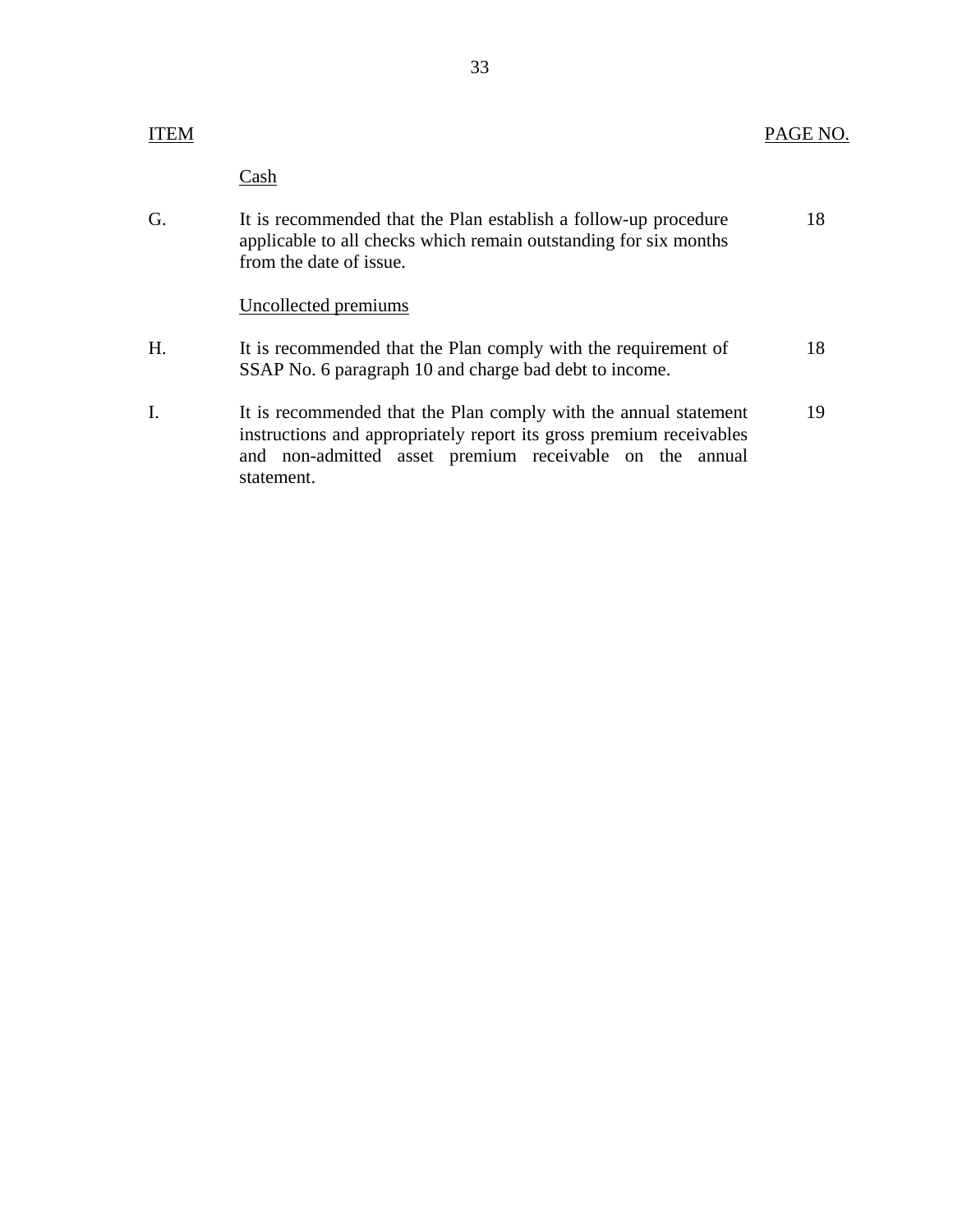| ITEM | | PAGE NO. |
|---|---|---|
| | Cash | |
| G. | It is recommended that the Plan establish a follow-up procedure applicable to all checks which remain outstanding for six months from the date of issue. | 18 |
| | Uncollected premiums | |
| H. | It is recommended that the Plan comply with the requirement of SSAP No. 6 paragraph 10 and charge bad debt to income. | 18 |
| I. | It is recommended that the Plan comply with the annual statement instructions and appropriately report its gross premium receivables and non-admitted asset premium receivable on the annual statement. | 19 |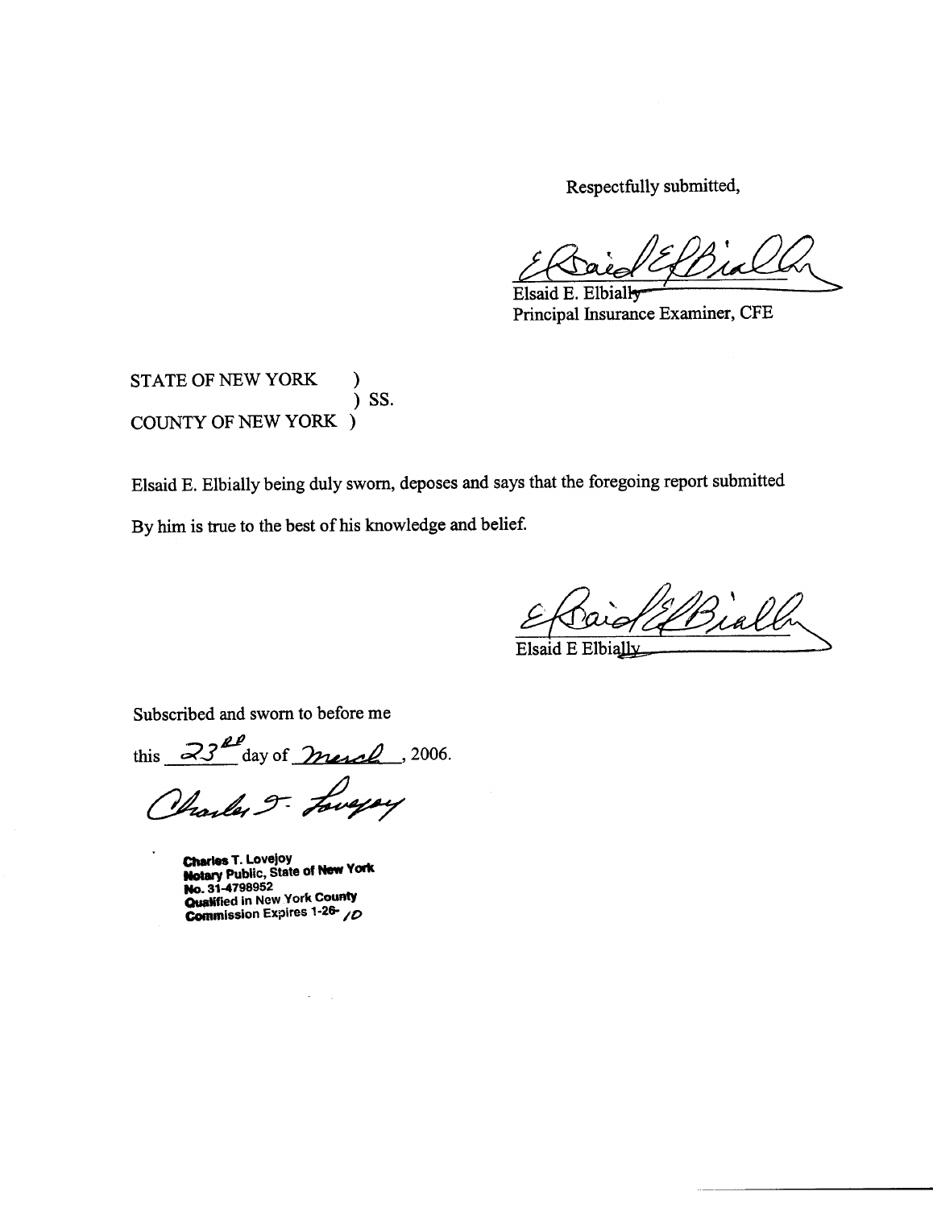Respectfully submitted,

Elsaid E. Elbially
Principal Insurance Examiner, CFE

STATE OF NEW YORK )
) SS.
COUNTY OF NEW YORK )

Elsaid E. Elbially being duly sworn, deposes and says that the foregoing report submitted

By him is true to the best of his knowledge and belief.

Elsaid E Elbially

Subscribed and sworn to before me

this 23rd day of March, 2006.

**Charles T. Lovejoy**
**Notary Public, State of New York**
**No. 31-4798952**
**Qualified in New York County**
**Commission Expires 1-26-10**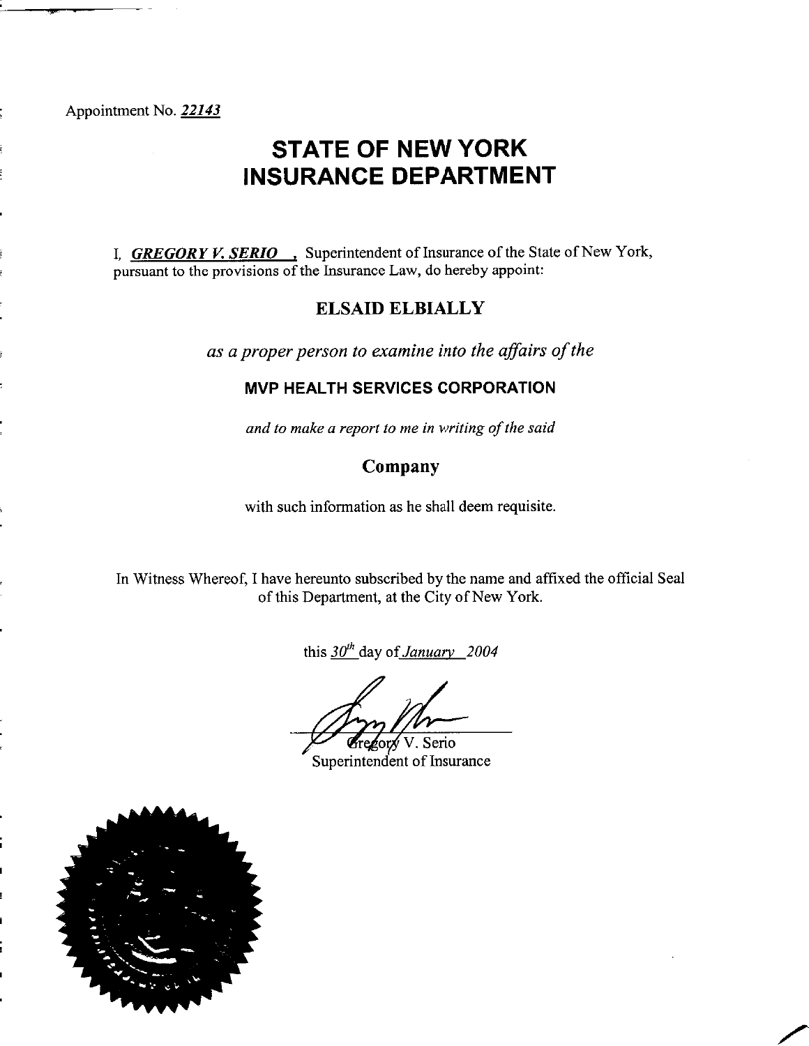Appointment No. *22143*

# STATE OF NEW YORK
# INSURANCE DEPARTMENT

I, ***GREGORY V. SERIO*** , Superintendent of Insurance of the State of New York, pursuant to the provisions of the Insurance Law, do hereby appoint:

**ELSAID ELBIALLY**

*as a proper person to examine into the affairs of the*

**MVP HEALTH SERVICES CORPORATION**

*and to make a report to me in writing of the said*

**Company**

with such information as he shall deem requisite.

In Witness Whereof, I have hereunto subscribed by the name and affixed the official Seal of this Department, at the City of New York.

this *30th* day of *January 2004*

Gregory V. Serio
Superintendent of Insurance